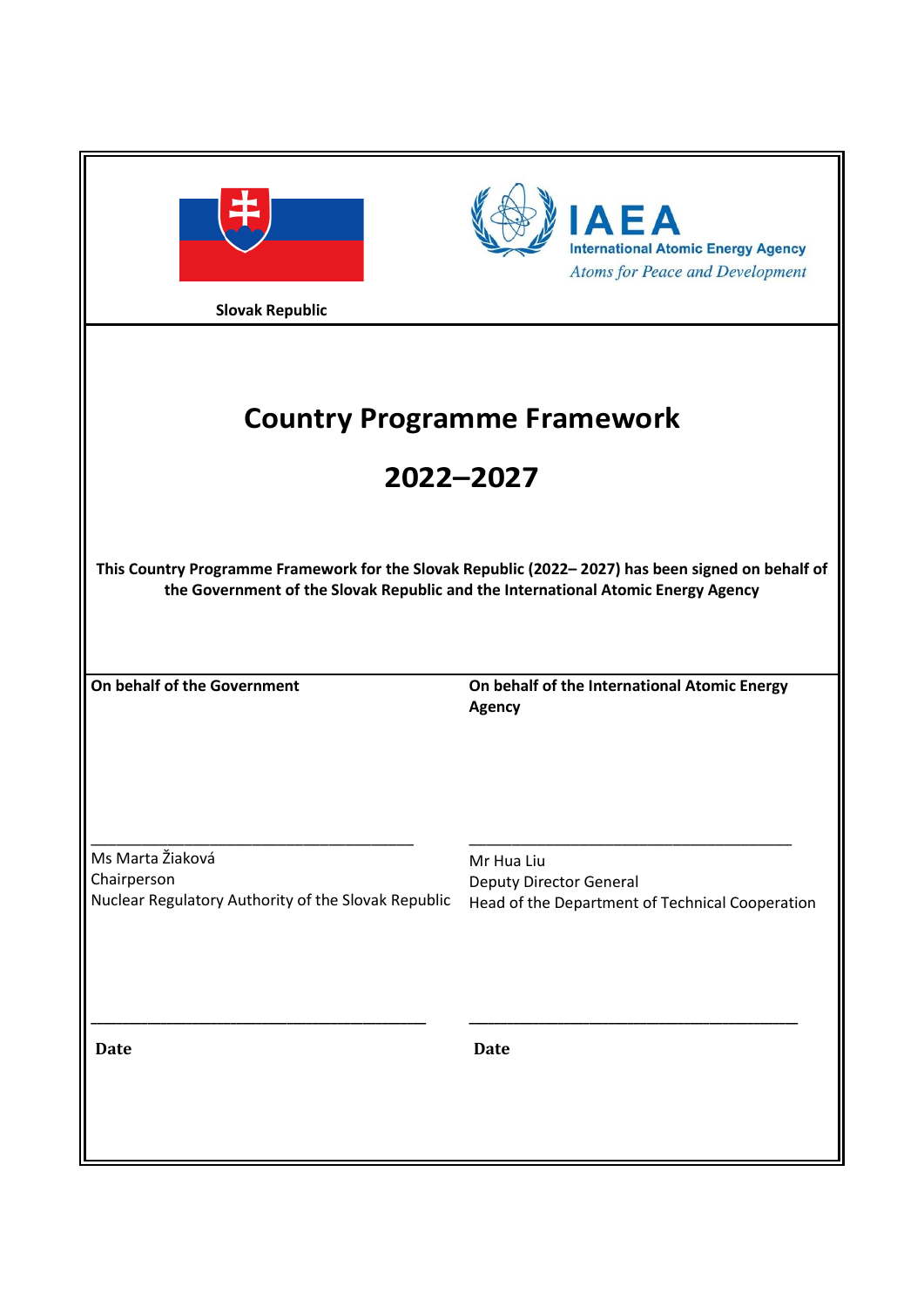Slovak Republic

**IAEA**
International Atomic Energy Agency
*Atoms for Peace and Development*

# Country Programme Framework

# 2022–2027

**This Country Programme Framework for the Slovak Republic (2022– 2027) has been signed on behalf of the Government of the Slovak Republic and the International Atomic Energy Agency**

| **On behalf of the Government** | **On behalf of the International Atomic Energy Agency** |
|---|---|
| \_\_\_\_\_\_\_\_\_\_\_\_\_\_\_\_\_\_\_\_\_\_\_\_\_\_\_\_\_\_\_\_\_\_\_\_ | \_\_\_\_\_\_\_\_\_\_\_\_\_\_\_\_\_\_\_\_\_\_\_\_\_\_\_\_\_\_\_\_\_\_\_\_ |
| Ms Marta Žiaková<br>Chairperson<br>Nuclear Regulatory Authority of the Slovak Republic | Mr Hua Liu<br>Deputy Director General<br>Head of the Department of Technical Cooperation |
| \_\_\_\_\_\_\_\_\_\_\_\_\_\_\_\_\_\_\_\_\_\_\_\_\_\_\_\_\_\_\_\_\_\_\_\_ | \_\_\_\_\_\_\_\_\_\_\_\_\_\_\_\_\_\_\_\_\_\_\_\_\_\_\_\_\_\_\_\_\_\_\_\_ |
| **Date** | **Date** |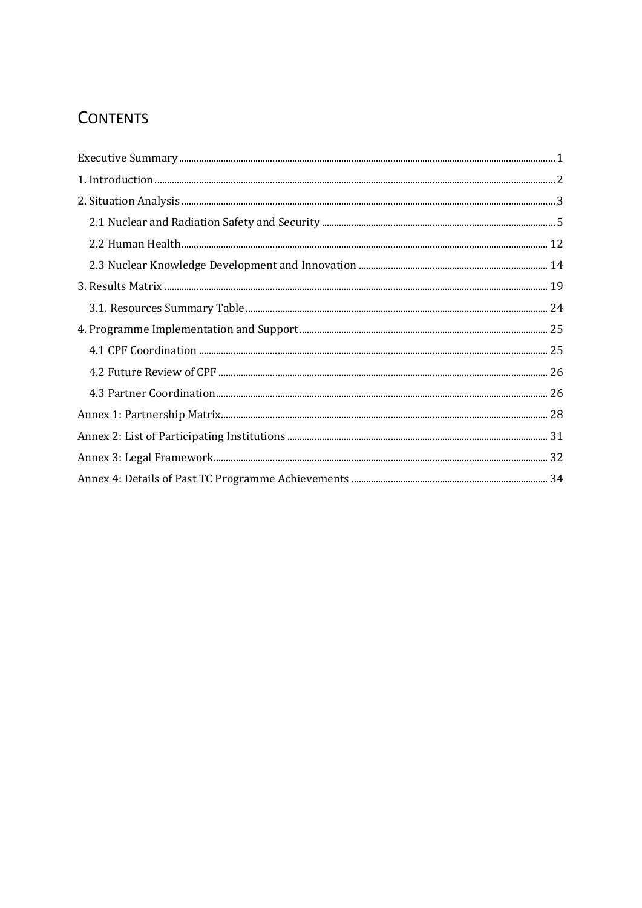# Contents

- Executive Summary ..... 1
- 1. Introduction ..... 2
- 2. Situation Analysis ..... 3
  - 2.1 Nuclear and Radiation Safety and Security ..... 5
  - 2.2 Human Health ..... 12
  - 2.3 Nuclear Knowledge Development and Innovation ..... 14
- 3. Results Matrix ..... 19
  - 3.1. Resources Summary Table ..... 24
- 4. Programme Implementation and Support ..... 25
  - 4.1 CPF Coordination ..... 25
  - 4.2 Future Review of CPF ..... 26
  - 4.3 Partner Coordination ..... 26
- Annex 1: Partnership Matrix ..... 28
- Annex 2: List of Participating Institutions ..... 31
- Annex 3: Legal Framework ..... 32
- Annex 4: Details of Past TC Programme Achievements ..... 34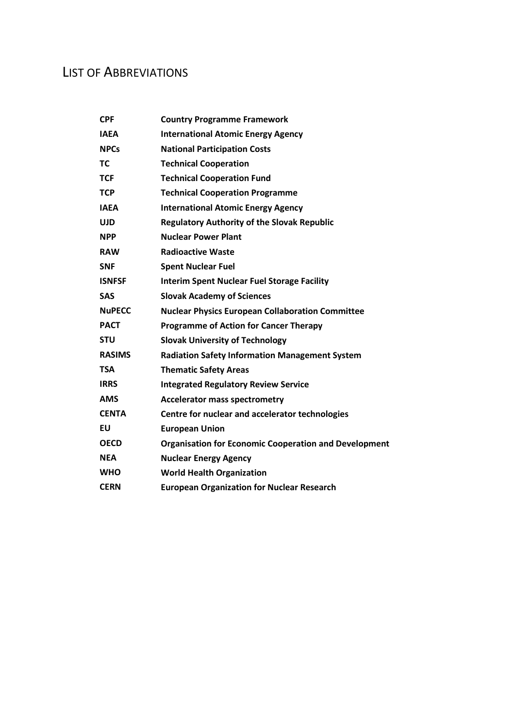# LIST OF ABBREVIATIONS

| | |
|---|---|
| **CPF** | **Country Programme Framework** |
| **IAEA** | **International Atomic Energy Agency** |
| **NPCs** | **National Participation Costs** |
| **TC** | **Technical Cooperation** |
| **TCF** | **Technical Cooperation Fund** |
| **TCP** | **Technical Cooperation Programme** |
| **IAEA** | **International Atomic Energy Agency** |
| **UJD** | **Regulatory Authority of the Slovak Republic** |
| **NPP** | **Nuclear Power Plant** |
| **RAW** | **Radioactive Waste** |
| **SNF** | **Spent Nuclear Fuel** |
| **ISNFSF** | **Interim Spent Nuclear Fuel Storage Facility** |
| **SAS** | **Slovak Academy of Sciences** |
| **NuPECC** | **Nuclear Physics European Collaboration Committee** |
| **PACT** | **Programme of Action for Cancer Therapy** |
| **STU** | **Slovak University of Technology** |
| **RASIMS** | **Radiation Safety Information Management System** |
| **TSA** | **Thematic Safety Areas** |
| **IRRS** | **Integrated Regulatory Review Service** |
| **AMS** | **Accelerator mass spectrometry** |
| **CENTA** | **Centre for nuclear and accelerator technologies** |
| **EU** | **European Union** |
| **OECD** | **Organisation for Economic Cooperation and Development** |
| **NEA** | **Nuclear Energy Agency** |
| **WHO** | **World Health Organization** |
| **CERN** | **European Organization for Nuclear Research** |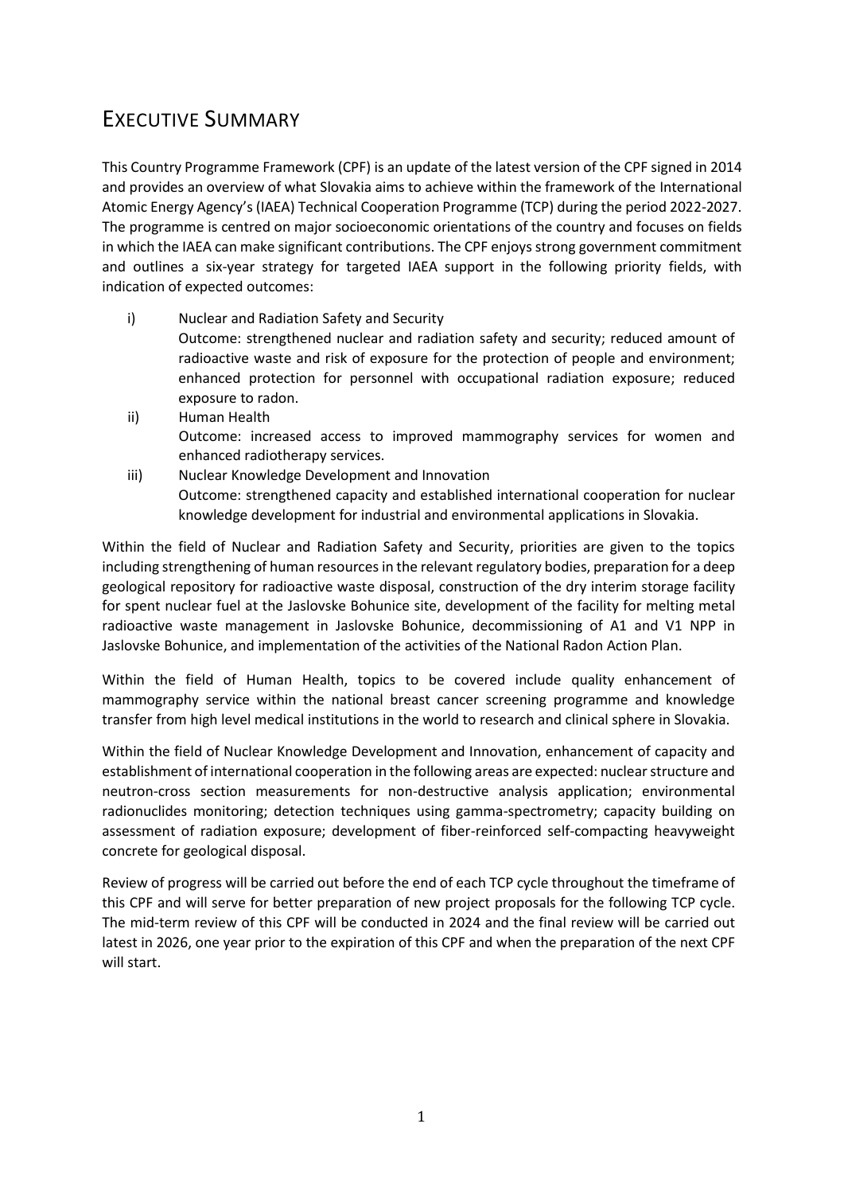# Executive Summary

This Country Programme Framework (CPF) is an update of the latest version of the CPF signed in 2014 and provides an overview of what Slovakia aims to achieve within the framework of the International Atomic Energy Agency's (IAEA) Technical Cooperation Programme (TCP) during the period 2022-2027. The programme is centred on major socioeconomic orientations of the country and focuses on fields in which the IAEA can make significant contributions. The CPF enjoys strong government commitment and outlines a six-year strategy for targeted IAEA support in the following priority fields, with indication of expected outcomes:

i) Nuclear and Radiation Safety and Security
Outcome: strengthened nuclear and radiation safety and security; reduced amount of radioactive waste and risk of exposure for the protection of people and environment; enhanced protection for personnel with occupational radiation exposure; reduced exposure to radon.

ii) Human Health
Outcome: increased access to improved mammography services for women and enhanced radiotherapy services.

iii) Nuclear Knowledge Development and Innovation
Outcome: strengthened capacity and established international cooperation for nuclear knowledge development for industrial and environmental applications in Slovakia.

Within the field of Nuclear and Radiation Safety and Security, priorities are given to the topics including strengthening of human resources in the relevant regulatory bodies, preparation for a deep geological repository for radioactive waste disposal, construction of the dry interim storage facility for spent nuclear fuel at the Jaslovske Bohunice site, development of the facility for melting metal radioactive waste management in Jaslovske Bohunice, decommissioning of A1 and V1 NPP in Jaslovske Bohunice, and implementation of the activities of the National Radon Action Plan.

Within the field of Human Health, topics to be covered include quality enhancement of mammography service within the national breast cancer screening programme and knowledge transfer from high level medical institutions in the world to research and clinical sphere in Slovakia.

Within the field of Nuclear Knowledge Development and Innovation, enhancement of capacity and establishment of international cooperation in the following areas are expected: nuclear structure and neutron-cross section measurements for non-destructive analysis application; environmental radionuclides monitoring; detection techniques using gamma-spectrometry; capacity building on assessment of radiation exposure; development of fiber-reinforced self-compacting heavyweight concrete for geological disposal.

Review of progress will be carried out before the end of each TCP cycle throughout the timeframe of this CPF and will serve for better preparation of new project proposals for the following TCP cycle. The mid-term review of this CPF will be conducted in 2024 and the final review will be carried out latest in 2026, one year prior to the expiration of this CPF and when the preparation of the next CPF will start.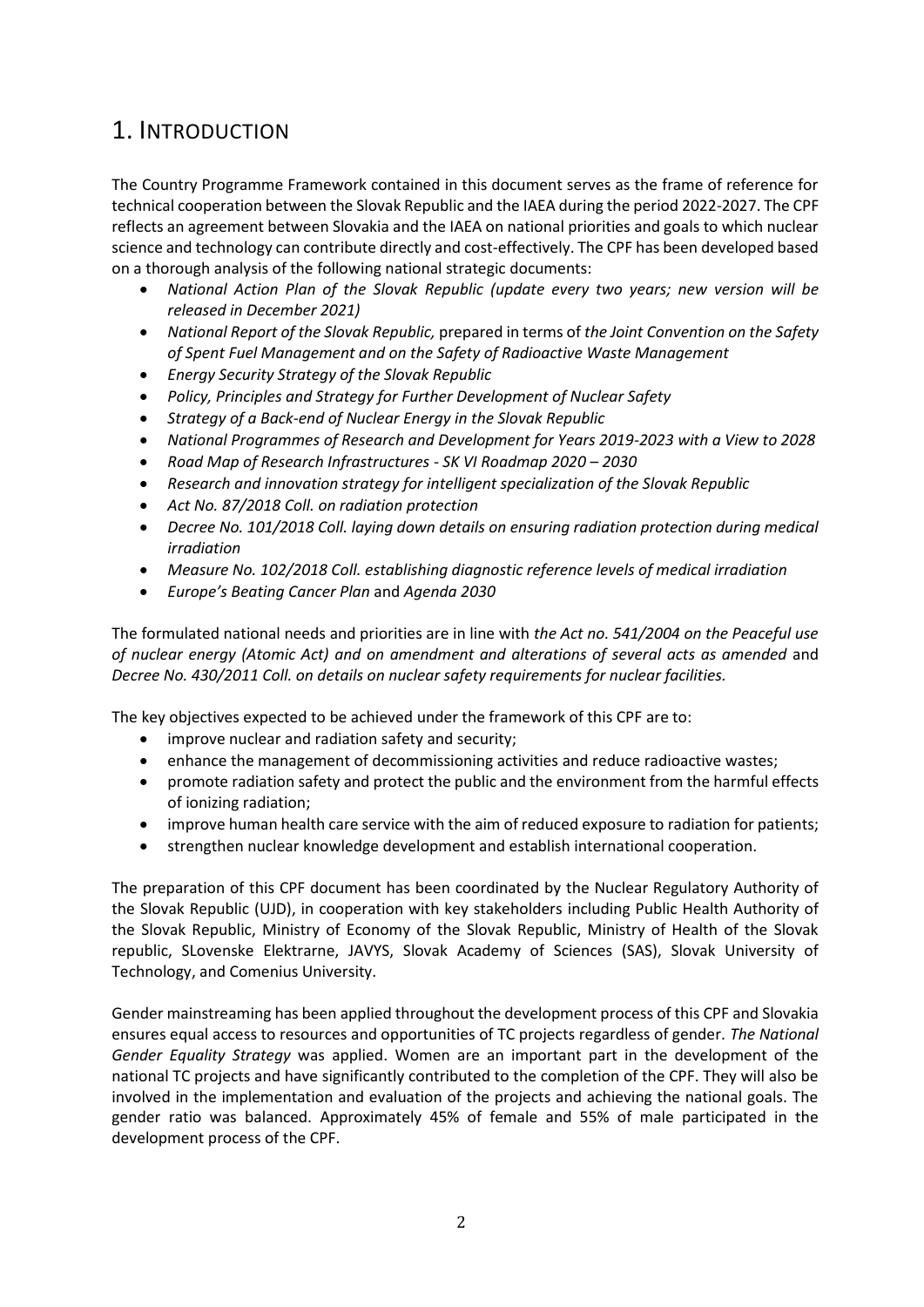# 1. INTRODUCTION

The Country Programme Framework contained in this document serves as the frame of reference for technical cooperation between the Slovak Republic and the IAEA during the period 2022-2027. The CPF reflects an agreement between Slovakia and the IAEA on national priorities and goals to which nuclear science and technology can contribute directly and cost-effectively. The CPF has been developed based on a thorough analysis of the following national strategic documents:

- *National Action Plan of the Slovak Republic (update every two years; new version will be released in December 2021)*
- *National Report of the Slovak Republic,* prepared in terms of *the Joint Convention on the Safety of Spent Fuel Management and on the Safety of Radioactive Waste Management*
- *Energy Security Strategy of the Slovak Republic*
- *Policy, Principles and Strategy for Further Development of Nuclear Safety*
- *Strategy of a Back-end of Nuclear Energy in the Slovak Republic*
- *National Programmes of Research and Development for Years 2019-2023 with a View to 2028*
- *Road Map of Research Infrastructures - SK VI Roadmap 2020 – 2030*
- *Research and innovation strategy for intelligent specialization of the Slovak Republic*
- *Act No. 87/2018 Coll. on radiation protection*
- *Decree No. 101/2018 Coll. laying down details on ensuring radiation protection during medical irradiation*
- *Measure No. 102/2018 Coll. establishing diagnostic reference levels of medical irradiation*
- *Europe's Beating Cancer Plan* and *Agenda 2030*

The formulated national needs and priorities are in line with *the Act no. 541/2004 on the Peaceful use of nuclear energy (Atomic Act) and on amendment and alterations of several acts as amended* and *Decree No. 430/2011 Coll. on details on nuclear safety requirements for nuclear facilities.*

The key objectives expected to be achieved under the framework of this CPF are to:

- improve nuclear and radiation safety and security;
- enhance the management of decommissioning activities and reduce radioactive wastes;
- promote radiation safety and protect the public and the environment from the harmful effects of ionizing radiation;
- improve human health care service with the aim of reduced exposure to radiation for patients;
- strengthen nuclear knowledge development and establish international cooperation.

The preparation of this CPF document has been coordinated by the Nuclear Regulatory Authority of the Slovak Republic (UJD), in cooperation with key stakeholders including Public Health Authority of the Slovak Republic, Ministry of Economy of the Slovak Republic, Ministry of Health of the Slovak republic, SLovenske Elektrarne, JAVYS, Slovak Academy of Sciences (SAS), Slovak University of Technology, and Comenius University.

Gender mainstreaming has been applied throughout the development process of this CPF and Slovakia ensures equal access to resources and opportunities of TC projects regardless of gender. *The National Gender Equality Strategy* was applied. Women are an important part in the development of the national TC projects and have significantly contributed to the completion of the CPF. They will also be involved in the implementation and evaluation of the projects and achieving the national goals. The gender ratio was balanced. Approximately 45% of female and 55% of male participated in the development process of the CPF.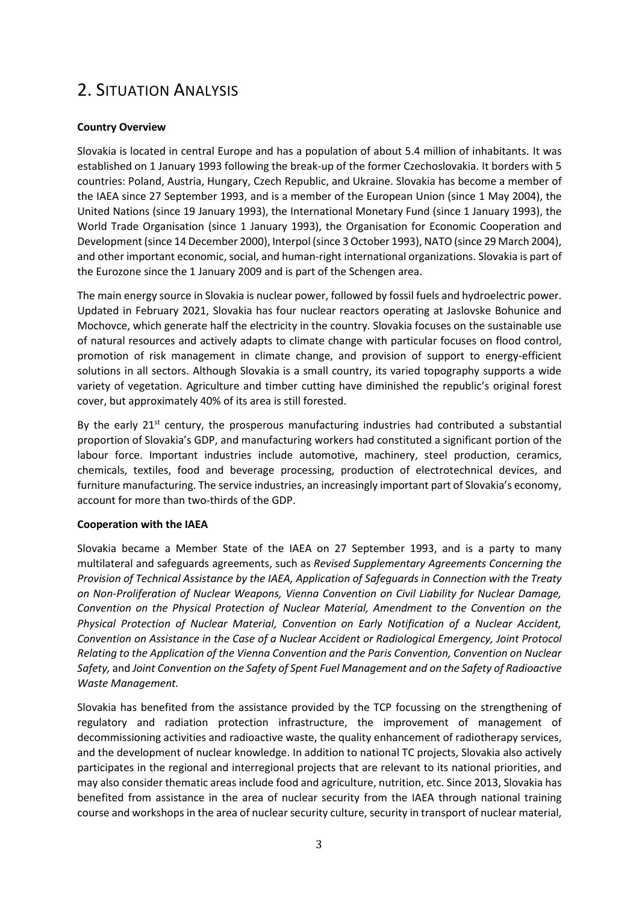# 2. Situation Analysis

**Country Overview**

Slovakia is located in central Europe and has a population of about 5.4 million of inhabitants. It was established on 1 January 1993 following the break-up of the former Czechoslovakia. It borders with 5 countries: Poland, Austria, Hungary, Czech Republic, and Ukraine. Slovakia has become a member of the IAEA since 27 September 1993, and is a member of the European Union (since 1 May 2004), the United Nations (since 19 January 1993), the International Monetary Fund (since 1 January 1993), the World Trade Organisation (since 1 January 1993), the Organisation for Economic Cooperation and Development (since 14 December 2000), Interpol (since 3 October 1993), NATO (since 29 March 2004), and other important economic, social, and human-right international organizations. Slovakia is part of the Eurozone since the 1 January 2009 and is part of the Schengen area.

The main energy source in Slovakia is nuclear power, followed by fossil fuels and hydroelectric power. Updated in February 2021, Slovakia has four nuclear reactors operating at Jaslovske Bohunice and Mochovce, which generate half the electricity in the country. Slovakia focuses on the sustainable use of natural resources and actively adapts to climate change with particular focuses on flood control, promotion of risk management in climate change, and provision of support to energy-efficient solutions in all sectors. Although Slovakia is a small country, its varied topography supports a wide variety of vegetation. Agriculture and timber cutting have diminished the republic's original forest cover, but approximately 40% of its area is still forested.

By the early 21st century, the prosperous manufacturing industries had contributed a substantial proportion of Slovakia's GDP, and manufacturing workers had constituted a significant portion of the labour force. Important industries include automotive, machinery, steel production, ceramics, chemicals, textiles, food and beverage processing, production of electrotechnical devices, and furniture manufacturing. The service industries, an increasingly important part of Slovakia's economy, account for more than two-thirds of the GDP.

**Cooperation with the IAEA**

Slovakia became a Member State of the IAEA on 27 September 1993, and is a party to many multilateral and safeguards agreements, such as *Revised Supplementary Agreements Concerning the Provision of Technical Assistance by the IAEA, Application of Safeguards in Connection with the Treaty on Non-Proliferation of Nuclear Weapons, Vienna Convention on Civil Liability for Nuclear Damage, Convention on the Physical Protection of Nuclear Material, Amendment to the Convention on the Physical Protection of Nuclear Material, Convention on Early Notification of a Nuclear Accident, Convention on Assistance in the Case of a Nuclear Accident or Radiological Emergency, Joint Protocol Relating to the Application of the Vienna Convention and the Paris Convention, Convention on Nuclear Safety,* and *Joint Convention on the Safety of Spent Fuel Management and on the Safety of Radioactive Waste Management.*

Slovakia has benefited from the assistance provided by the TCP focussing on the strengthening of regulatory and radiation protection infrastructure, the improvement of management of decommissioning activities and radioactive waste, the quality enhancement of radiotherapy services, and the development of nuclear knowledge. In addition to national TC projects, Slovakia also actively participates in the regional and interregional projects that are relevant to its national priorities, and may also consider thematic areas include food and agriculture, nutrition, etc. Since 2013, Slovakia has benefited from assistance in the area of nuclear security from the IAEA through national training course and workshops in the area of nuclear security culture, security in transport of nuclear material,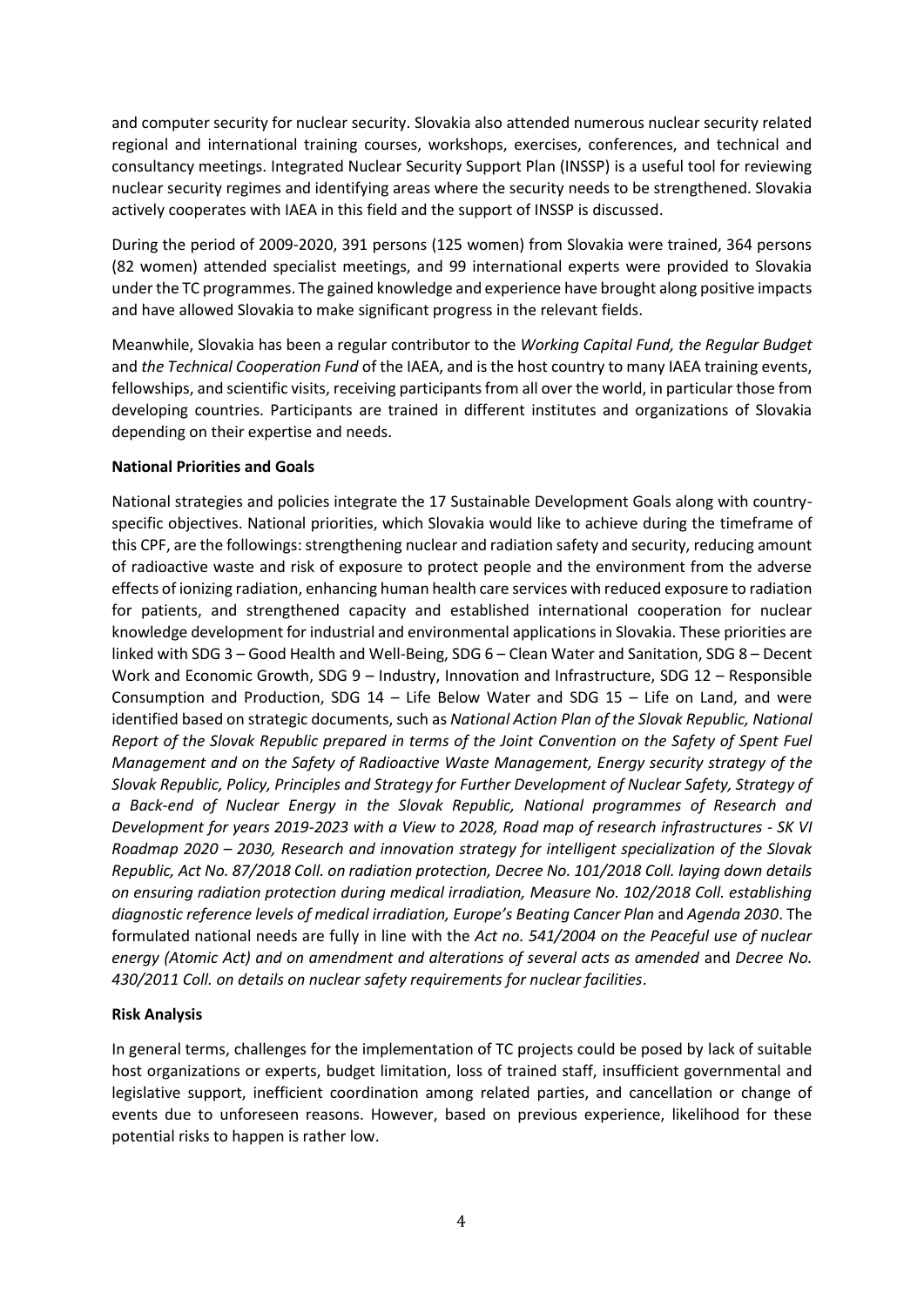and computer security for nuclear security. Slovakia also attended numerous nuclear security related regional and international training courses, workshops, exercises, conferences, and technical and consultancy meetings. Integrated Nuclear Security Support Plan (INSSP) is a useful tool for reviewing nuclear security regimes and identifying areas where the security needs to be strengthened. Slovakia actively cooperates with IAEA in this field and the support of INSSP is discussed.

During the period of 2009-2020, 391 persons (125 women) from Slovakia were trained, 364 persons (82 women) attended specialist meetings, and 99 international experts were provided to Slovakia under the TC programmes. The gained knowledge and experience have brought along positive impacts and have allowed Slovakia to make significant progress in the relevant fields.

Meanwhile, Slovakia has been a regular contributor to the *Working Capital Fund, the Regular Budget* and *the Technical Cooperation Fund* of the IAEA, and is the host country to many IAEA training events, fellowships, and scientific visits, receiving participants from all over the world, in particular those from developing countries. Participants are trained in different institutes and organizations of Slovakia depending on their expertise and needs.

**National Priorities and Goals**

National strategies and policies integrate the 17 Sustainable Development Goals along with country-specific objectives. National priorities, which Slovakia would like to achieve during the timeframe of this CPF, are the followings: strengthening nuclear and radiation safety and security, reducing amount of radioactive waste and risk of exposure to protect people and the environment from the adverse effects of ionizing radiation, enhancing human health care services with reduced exposure to radiation for patients, and strengthened capacity and established international cooperation for nuclear knowledge development for industrial and environmental applications in Slovakia. These priorities are linked with SDG 3 – Good Health and Well-Being, SDG 6 – Clean Water and Sanitation, SDG 8 – Decent Work and Economic Growth, SDG 9 – Industry, Innovation and Infrastructure, SDG 12 – Responsible Consumption and Production, SDG 14 – Life Below Water and SDG 15 – Life on Land, and were identified based on strategic documents, such as *National Action Plan of the Slovak Republic, National Report of the Slovak Republic prepared in terms of the Joint Convention on the Safety of Spent Fuel Management and on the Safety of Radioactive Waste Management, Energy security strategy of the Slovak Republic, Policy, Principles and Strategy for Further Development of Nuclear Safety, Strategy of a Back-end of Nuclear Energy in the Slovak Republic, National programmes of Research and Development for years 2019-2023 with a View to 2028, Road map of research infrastructures - SK VI Roadmap 2020 – 2030, Research and innovation strategy for intelligent specialization of the Slovak Republic, Act No. 87/2018 Coll. on radiation protection, Decree No. 101/2018 Coll. laying down details on ensuring radiation protection during medical irradiation, Measure No. 102/2018 Coll. establishing diagnostic reference levels of medical irradiation, Europe's Beating Cancer Plan* and *Agenda 2030*. The formulated national needs are fully in line with the *Act no. 541/2004 on the Peaceful use of nuclear energy (Atomic Act) and on amendment and alterations of several acts as amended* and *Decree No. 430/2011 Coll. on details on nuclear safety requirements for nuclear facilities*.

**Risk Analysis**

In general terms, challenges for the implementation of TC projects could be posed by lack of suitable host organizations or experts, budget limitation, loss of trained staff, insufficient governmental and legislative support, inefficient coordination among related parties, and cancellation or change of events due to unforeseen reasons. However, based on previous experience, likelihood for these potential risks to happen is rather low.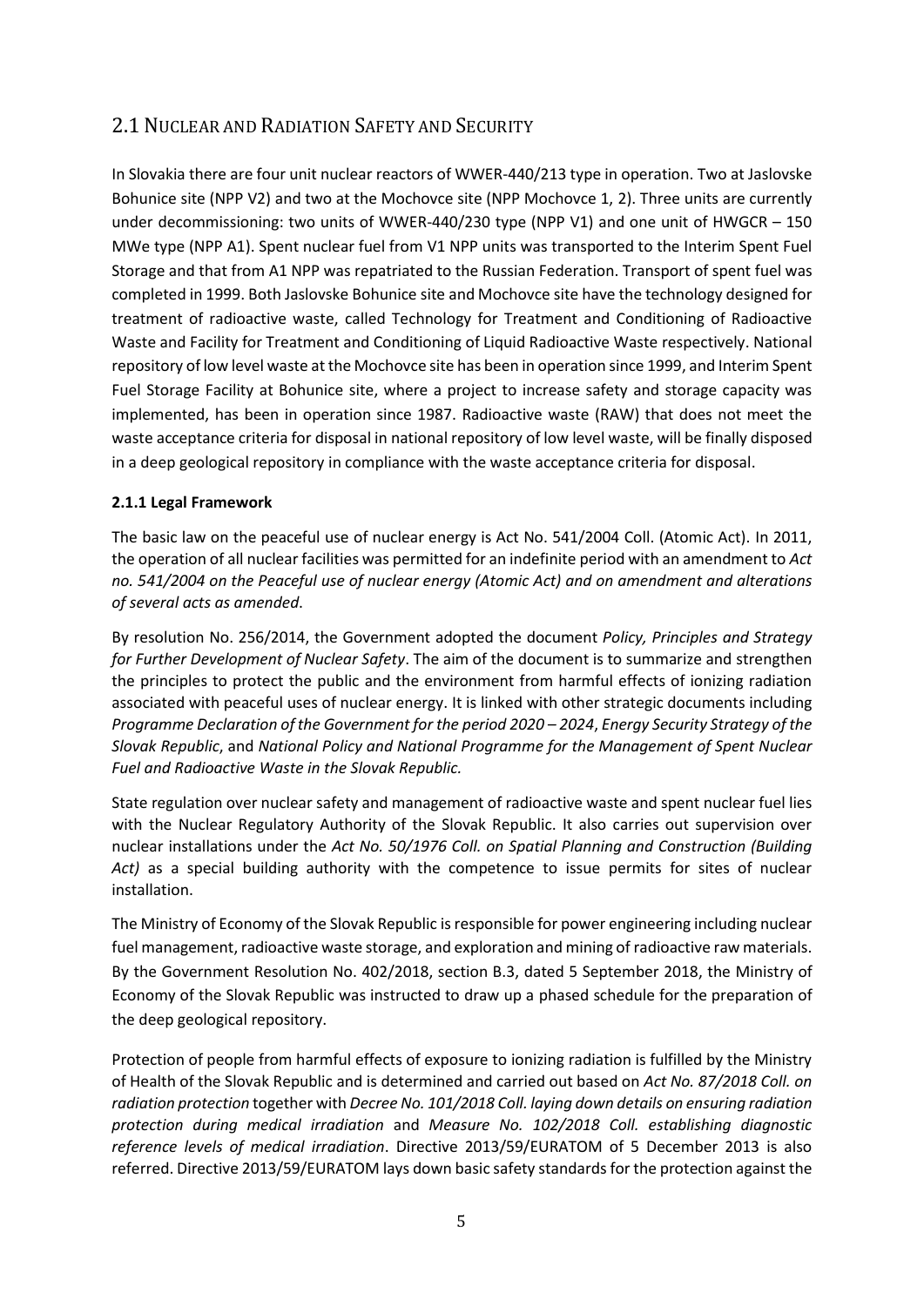## 2.1 Nuclear and Radiation Safety and Security

In Slovakia there are four unit nuclear reactors of WWER-440/213 type in operation. Two at Jaslovske Bohunice site (NPP V2) and two at the Mochovce site (NPP Mochovce 1, 2). Three units are currently under decommissioning: two units of WWER-440/230 type (NPP V1) and one unit of HWGCR – 150 MWe type (NPP A1). Spent nuclear fuel from V1 NPP units was transported to the Interim Spent Fuel Storage and that from A1 NPP was repatriated to the Russian Federation. Transport of spent fuel was completed in 1999. Both Jaslovske Bohunice site and Mochovce site have the technology designed for treatment of radioactive waste, called Technology for Treatment and Conditioning of Radioactive Waste and Facility for Treatment and Conditioning of Liquid Radioactive Waste respectively. National repository of low level waste at the Mochovce site has been in operation since 1999, and Interim Spent Fuel Storage Facility at Bohunice site, where a project to increase safety and storage capacity was implemented, has been in operation since 1987. Radioactive waste (RAW) that does not meet the waste acceptance criteria for disposal in national repository of low level waste, will be finally disposed in a deep geological repository in compliance with the waste acceptance criteria for disposal.

### 2.1.1 Legal Framework

The basic law on the peaceful use of nuclear energy is Act No. 541/2004 Coll. (Atomic Act). In 2011, the operation of all nuclear facilities was permitted for an indefinite period with an amendment to *Act no. 541/2004 on the Peaceful use of nuclear energy (Atomic Act) and on amendment and alterations of several acts as amended.*

By resolution No. 256/2014, the Government adopted the document *Policy, Principles and Strategy for Further Development of Nuclear Safety*. The aim of the document is to summarize and strengthen the principles to protect the public and the environment from harmful effects of ionizing radiation associated with peaceful uses of nuclear energy. It is linked with other strategic documents including *Programme Declaration of the Government for the period 2020 – 2024*, *Energy Security Strategy of the Slovak Republic*, and *National Policy and National Programme for the Management of Spent Nuclear Fuel and Radioactive Waste in the Slovak Republic.*

State regulation over nuclear safety and management of radioactive waste and spent nuclear fuel lies with the Nuclear Regulatory Authority of the Slovak Republic. It also carries out supervision over nuclear installations under the *Act No. 50/1976 Coll. on Spatial Planning and Construction (Building Act)* as a special building authority with the competence to issue permits for sites of nuclear installation.

The Ministry of Economy of the Slovak Republic is responsible for power engineering including nuclear fuel management, radioactive waste storage, and exploration and mining of radioactive raw materials. By the Government Resolution No. 402/2018, section B.3, dated 5 September 2018, the Ministry of Economy of the Slovak Republic was instructed to draw up a phased schedule for the preparation of the deep geological repository.

Protection of people from harmful effects of exposure to ionizing radiation is fulfilled by the Ministry of Health of the Slovak Republic and is determined and carried out based on *Act No. 87/2018 Coll. on radiation protection* together with *Decree No. 101/2018 Coll. laying down details on ensuring radiation protection during medical irradiation* and *Measure No. 102/2018 Coll. establishing diagnostic reference levels of medical irradiation*. Directive 2013/59/EURATOM of 5 December 2013 is also referred. Directive 2013/59/EURATOM lays down basic safety standards for the protection against the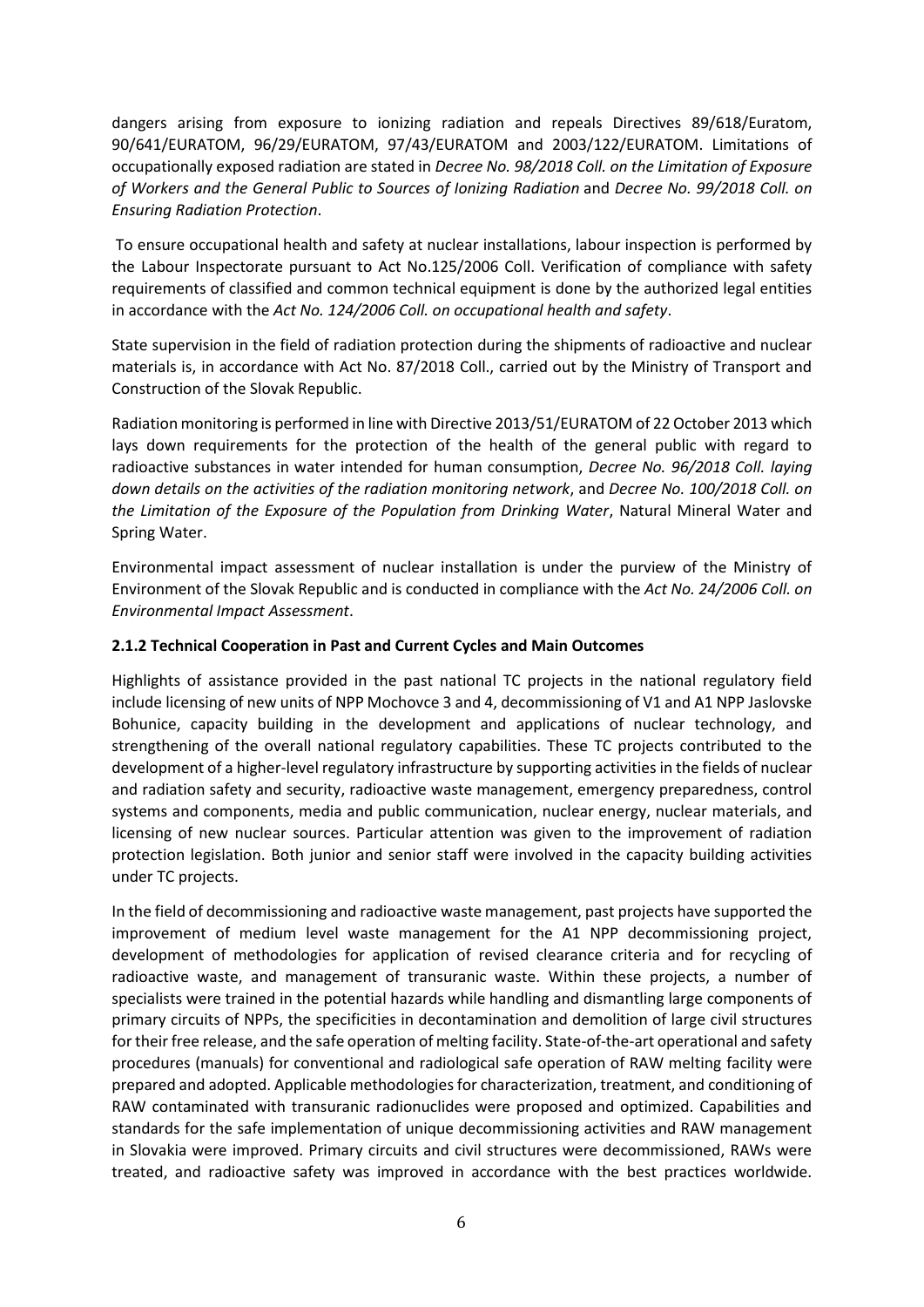dangers arising from exposure to ionizing radiation and repeals Directives 89/618/Euratom, 90/641/EURATOM, 96/29/EURATOM, 97/43/EURATOM and 2003/122/EURATOM. Limitations of occupationally exposed radiation are stated in *Decree No. 98/2018 Coll. on the Limitation of Exposure of Workers and the General Public to Sources of Ionizing Radiation* and *Decree No. 99/2018 Coll. on Ensuring Radiation Protection*.

To ensure occupational health and safety at nuclear installations, labour inspection is performed by the Labour Inspectorate pursuant to Act No.125/2006 Coll. Verification of compliance with safety requirements of classified and common technical equipment is done by the authorized legal entities in accordance with the *Act No. 124/2006 Coll. on occupational health and safety*.

State supervision in the field of radiation protection during the shipments of radioactive and nuclear materials is, in accordance with Act No. 87/2018 Coll., carried out by the Ministry of Transport and Construction of the Slovak Republic.

Radiation monitoring is performed in line with Directive 2013/51/EURATOM of 22 October 2013 which lays down requirements for the protection of the health of the general public with regard to radioactive substances in water intended for human consumption, *Decree No. 96/2018 Coll. laying down details on the activities of the radiation monitoring network*, and *Decree No. 100/2018 Coll. on the Limitation of the Exposure of the Population from Drinking Water*, Natural Mineral Water and Spring Water.

Environmental impact assessment of nuclear installation is under the purview of the Ministry of Environment of the Slovak Republic and is conducted in compliance with the *Act No. 24/2006 Coll. on Environmental Impact Assessment*.

### 2.1.2 Technical Cooperation in Past and Current Cycles and Main Outcomes

Highlights of assistance provided in the past national TC projects in the national regulatory field include licensing of new units of NPP Mochovce 3 and 4, decommissioning of V1 and A1 NPP Jaslovske Bohunice, capacity building in the development and applications of nuclear technology, and strengthening of the overall national regulatory capabilities. These TC projects contributed to the development of a higher-level regulatory infrastructure by supporting activities in the fields of nuclear and radiation safety and security, radioactive waste management, emergency preparedness, control systems and components, media and public communication, nuclear energy, nuclear materials, and licensing of new nuclear sources. Particular attention was given to the improvement of radiation protection legislation. Both junior and senior staff were involved in the capacity building activities under TC projects.

In the field of decommissioning and radioactive waste management, past projects have supported the improvement of medium level waste management for the A1 NPP decommissioning project, development of methodologies for application of revised clearance criteria and for recycling of radioactive waste, and management of transuranic waste. Within these projects, a number of specialists were trained in the potential hazards while handling and dismantling large components of primary circuits of NPPs, the specificities in decontamination and demolition of large civil structures for their free release, and the safe operation of melting facility. State-of-the-art operational and safety procedures (manuals) for conventional and radiological safe operation of RAW melting facility were prepared and adopted. Applicable methodologies for characterization, treatment, and conditioning of RAW contaminated with transuranic radionuclides were proposed and optimized. Capabilities and standards for the safe implementation of unique decommissioning activities and RAW management in Slovakia were improved. Primary circuits and civil structures were decommissioned, RAWs were treated, and radioactive safety was improved in accordance with the best practices worldwide.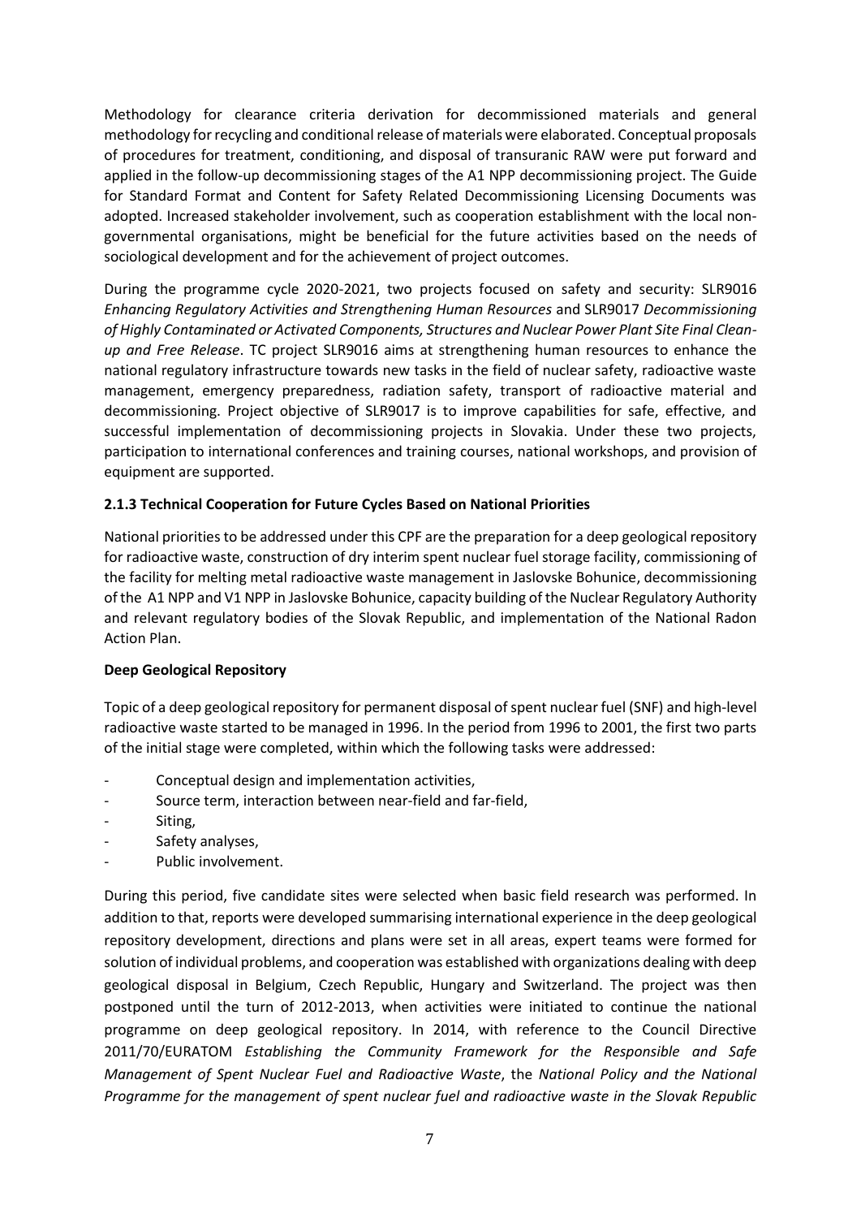Methodology for clearance criteria derivation for decommissioned materials and general methodology for recycling and conditional release of materials were elaborated. Conceptual proposals of procedures for treatment, conditioning, and disposal of transuranic RAW were put forward and applied in the follow-up decommissioning stages of the A1 NPP decommissioning project. The Guide for Standard Format and Content for Safety Related Decommissioning Licensing Documents was adopted. Increased stakeholder involvement, such as cooperation establishment with the local non-governmental organisations, might be beneficial for the future activities based on the needs of sociological development and for the achievement of project outcomes.

During the programme cycle 2020-2021, two projects focused on safety and security: SLR9016 *Enhancing Regulatory Activities and Strengthening Human Resources* and SLR9017 *Decommissioning of Highly Contaminated or Activated Components, Structures and Nuclear Power Plant Site Final Clean-up and Free Release*. TC project SLR9016 aims at strengthening human resources to enhance the national regulatory infrastructure towards new tasks in the field of nuclear safety, radioactive waste management, emergency preparedness, radiation safety, transport of radioactive material and decommissioning. Project objective of SLR9017 is to improve capabilities for safe, effective, and successful implementation of decommissioning projects in Slovakia. Under these two projects, participation to international conferences and training courses, national workshops, and provision of equipment are supported.

### 2.1.3 Technical Cooperation for Future Cycles Based on National Priorities

National priorities to be addressed under this CPF are the preparation for a deep geological repository for radioactive waste, construction of dry interim spent nuclear fuel storage facility, commissioning of the facility for melting metal radioactive waste management in Jaslovske Bohunice, decommissioning of the A1 NPP and V1 NPP in Jaslovske Bohunice, capacity building of the Nuclear Regulatory Authority and relevant regulatory bodies of the Slovak Republic, and implementation of the National Radon Action Plan.

**Deep Geological Repository**

Topic of a deep geological repository for permanent disposal of spent nuclear fuel (SNF) and high-level radioactive waste started to be managed in 1996. In the period from 1996 to 2001, the first two parts of the initial stage were completed, within which the following tasks were addressed:

- Conceptual design and implementation activities,
- Source term, interaction between near-field and far-field,
- Siting,
- Safety analyses,
- Public involvement.

During this period, five candidate sites were selected when basic field research was performed. In addition to that, reports were developed summarising international experience in the deep geological repository development, directions and plans were set in all areas, expert teams were formed for solution of individual problems, and cooperation was established with organizations dealing with deep geological disposal in Belgium, Czech Republic, Hungary and Switzerland. The project was then postponed until the turn of 2012-2013, when activities were initiated to continue the national programme on deep geological repository. In 2014, with reference to the Council Directive 2011/70/EURATOM *Establishing the Community Framework for the Responsible and Safe Management of Spent Nuclear Fuel and Radioactive Waste*, the *National Policy and the National Programme for the management of spent nuclear fuel and radioactive waste in the Slovak Republic*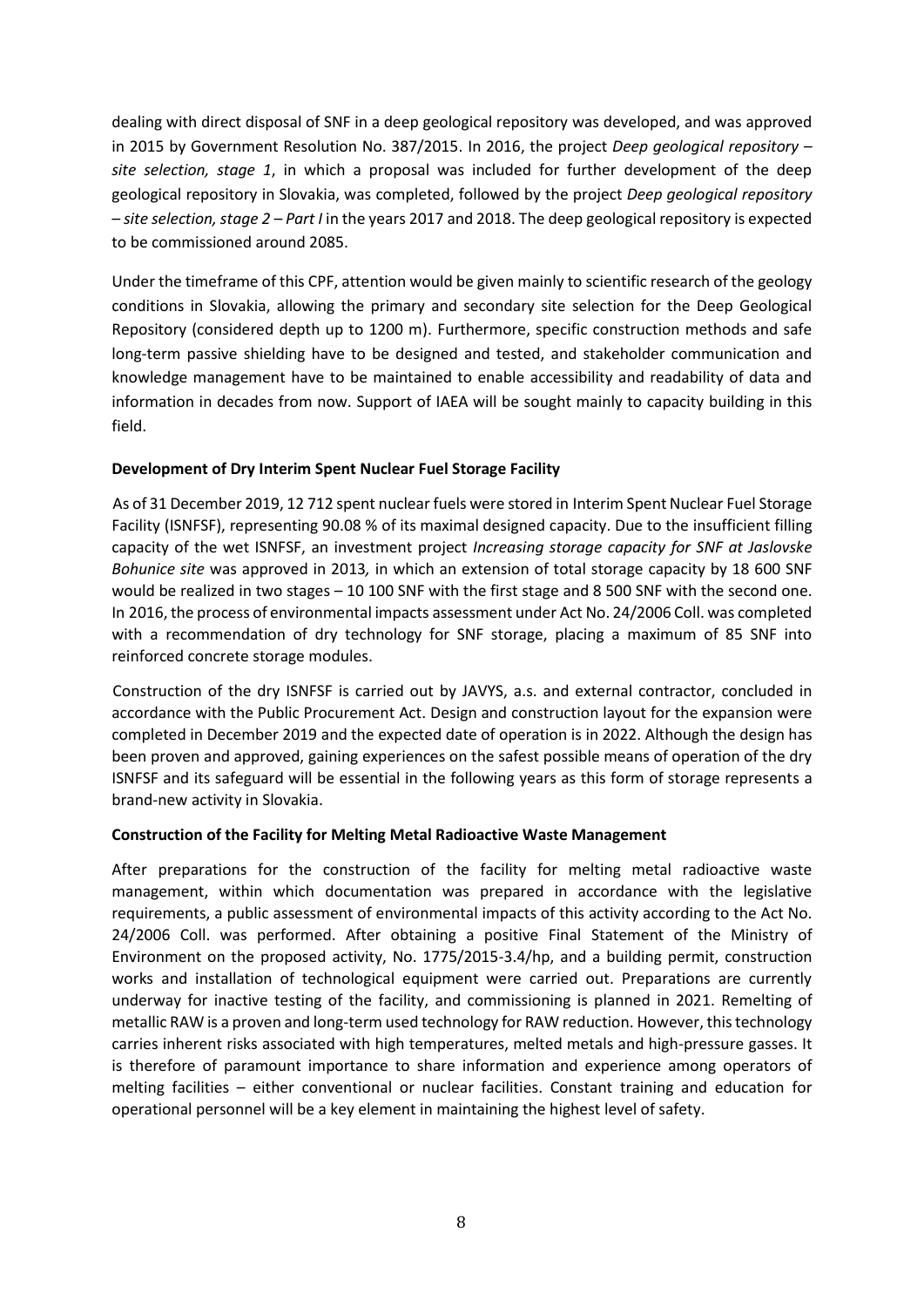dealing with direct disposal of SNF in a deep geological repository was developed, and was approved in 2015 by Government Resolution No. 387/2015. In 2016, the project *Deep geological repository – site selection, stage 1*, in which a proposal was included for further development of the deep geological repository in Slovakia, was completed, followed by the project *Deep geological repository – site selection, stage 2 – Part I* in the years 2017 and 2018. The deep geological repository is expected to be commissioned around 2085.

Under the timeframe of this CPF, attention would be given mainly to scientific research of the geology conditions in Slovakia, allowing the primary and secondary site selection for the Deep Geological Repository (considered depth up to 1200 m). Furthermore, specific construction methods and safe long-term passive shielding have to be designed and tested, and stakeholder communication and knowledge management have to be maintained to enable accessibility and readability of data and information in decades from now. Support of IAEA will be sought mainly to capacity building in this field.

**Development of Dry Interim Spent Nuclear Fuel Storage Facility**

As of 31 December 2019, 12 712 spent nuclear fuels were stored in Interim Spent Nuclear Fuel Storage Facility (ISNFSF), representing 90.08 % of its maximal designed capacity. Due to the insufficient filling capacity of the wet ISNFSF, an investment project *Increasing storage capacity for SNF at Jaslovske Bohunice site* was approved in 2013, in which an extension of total storage capacity by 18 600 SNF would be realized in two stages – 10 100 SNF with the first stage and 8 500 SNF with the second one. In 2016, the process of environmental impacts assessment under Act No. 24/2006 Coll. was completed with a recommendation of dry technology for SNF storage, placing a maximum of 85 SNF into reinforced concrete storage modules.

Construction of the dry ISNFSF is carried out by JAVYS, a.s. and external contractor, concluded in accordance with the Public Procurement Act. Design and construction layout for the expansion were completed in December 2019 and the expected date of operation is in 2022. Although the design has been proven and approved, gaining experiences on the safest possible means of operation of the dry ISNFSF and its safeguard will be essential in the following years as this form of storage represents a brand-new activity in Slovakia.

**Construction of the Facility for Melting Metal Radioactive Waste Management**

After preparations for the construction of the facility for melting metal radioactive waste management, within which documentation was prepared in accordance with the legislative requirements, a public assessment of environmental impacts of this activity according to the Act No. 24/2006 Coll. was performed. After obtaining a positive Final Statement of the Ministry of Environment on the proposed activity, No. 1775/2015-3.4/hp, and a building permit, construction works and installation of technological equipment were carried out. Preparations are currently underway for inactive testing of the facility, and commissioning is planned in 2021. Remelting of metallic RAW is a proven and long-term used technology for RAW reduction. However, this technology carries inherent risks associated with high temperatures, melted metals and high-pressure gasses. It is therefore of paramount importance to share information and experience among operators of melting facilities – either conventional or nuclear facilities. Constant training and education for operational personnel will be a key element in maintaining the highest level of safety.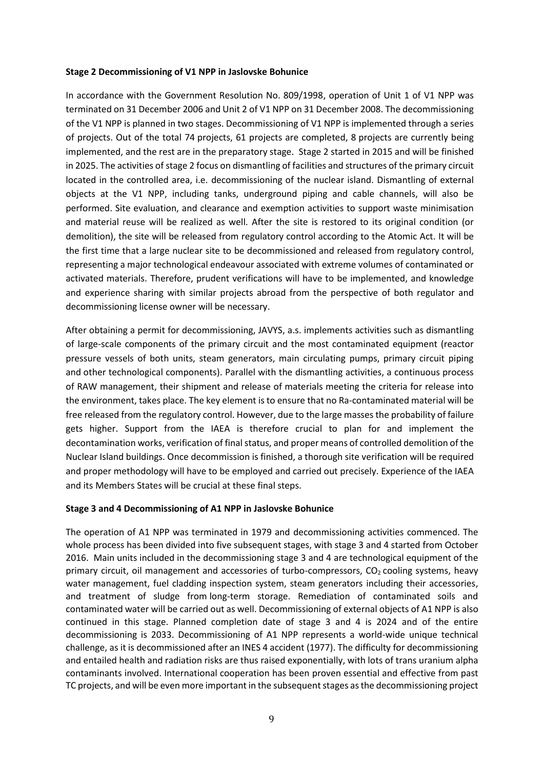**Stage 2 Decommissioning of V1 NPP in Jaslovske Bohunice**

In accordance with the Government Resolution No. 809/1998, operation of Unit 1 of V1 NPP was terminated on 31 December 2006 and Unit 2 of V1 NPP on 31 December 2008. The decommissioning of the V1 NPP is planned in two stages. Decommissioning of V1 NPP is implemented through a series of projects. Out of the total 74 projects, 61 projects are completed, 8 projects are currently being implemented, and the rest are in the preparatory stage. Stage 2 started in 2015 and will be finished in 2025. The activities of stage 2 focus on dismantling of facilities and structures of the primary circuit located in the controlled area, i.e. decommissioning of the nuclear island. Dismantling of external objects at the V1 NPP, including tanks, underground piping and cable channels, will also be performed. Site evaluation, and clearance and exemption activities to support waste minimisation and material reuse will be realized as well. After the site is restored to its original condition (or demolition), the site will be released from regulatory control according to the Atomic Act. It will be the first time that a large nuclear site to be decommissioned and released from regulatory control, representing a major technological endeavour associated with extreme volumes of contaminated or activated materials. Therefore, prudent verifications will have to be implemented, and knowledge and experience sharing with similar projects abroad from the perspective of both regulator and decommissioning license owner will be necessary.

After obtaining a permit for decommissioning, JAVYS, a.s. implements activities such as dismantling of large-scale components of the primary circuit and the most contaminated equipment (reactor pressure vessels of both units, steam generators, main circulating pumps, primary circuit piping and other technological components). Parallel with the dismantling activities, a continuous process of RAW management, their shipment and release of materials meeting the criteria for release into the environment, takes place. The key element is to ensure that no Ra-contaminated material will be free released from the regulatory control. However, due to the large masses the probability of failure gets higher. Support from the IAEA is therefore crucial to plan for and implement the decontamination works, verification of final status, and proper means of controlled demolition of the Nuclear Island buildings. Once decommission is finished, a thorough site verification will be required and proper methodology will have to be employed and carried out precisely. Experience of the IAEA and its Members States will be crucial at these final steps.

**Stage 3 and 4 Decommissioning of A1 NPP in Jaslovske Bohunice**

The operation of A1 NPP was terminated in 1979 and decommissioning activities commenced. The whole process has been divided into five subsequent stages, with stage 3 and 4 started from October 2016. Main units included in the decommissioning stage 3 and 4 are technological equipment of the primary circuit, oil management and accessories of turbo-compressors, $CO_2$ cooling systems, heavy water management, fuel cladding inspection system, steam generators including their accessories, and treatment of sludge from long-term storage. Remediation of contaminated soils and contaminated water will be carried out as well. Decommissioning of external objects of A1 NPP is also continued in this stage. Planned completion date of stage 3 and 4 is 2024 and of the entire decommissioning is 2033. Decommissioning of A1 NPP represents a world-wide unique technical challenge, as it is decommissioned after an INES 4 accident (1977). The difficulty for decommissioning and entailed health and radiation risks are thus raised exponentially, with lots of trans uranium alpha contaminants involved. International cooperation has been proven essential and effective from past TC projects, and will be even more important in the subsequent stages as the decommissioning project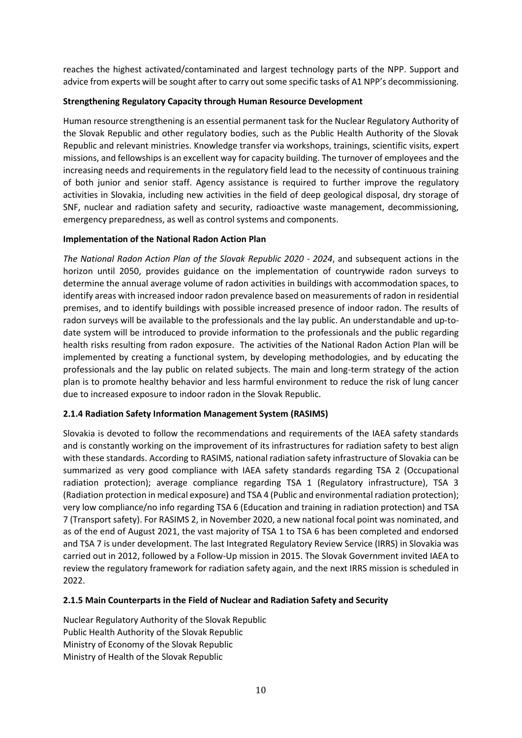reaches the highest activated/contaminated and largest technology parts of the NPP. Support and advice from experts will be sought after to carry out some specific tasks of A1 NPP's decommissioning.

**Strengthening Regulatory Capacity through Human Resource Development**

Human resource strengthening is an essential permanent task for the Nuclear Regulatory Authority of the Slovak Republic and other regulatory bodies, such as the Public Health Authority of the Slovak Republic and relevant ministries. Knowledge transfer via workshops, trainings, scientific visits, expert missions, and fellowships is an excellent way for capacity building. The turnover of employees and the increasing needs and requirements in the regulatory field lead to the necessity of continuous training of both junior and senior staff. Agency assistance is required to further improve the regulatory activities in Slovakia, including new activities in the field of deep geological disposal, dry storage of SNF, nuclear and radiation safety and security, radioactive waste management, decommissioning, emergency preparedness, as well as control systems and components.

**Implementation of the National Radon Action Plan**

*The National Radon Action Plan of the Slovak Republic 2020 - 2024*, and subsequent actions in the horizon until 2050, provides guidance on the implementation of countrywide radon surveys to determine the annual average volume of radon activities in buildings with accommodation spaces, to identify areas with increased indoor radon prevalence based on measurements of radon in residential premises, and to identify buildings with possible increased presence of indoor radon. The results of radon surveys will be available to the professionals and the lay public. An understandable and up-to-date system will be introduced to provide information to the professionals and the public regarding health risks resulting from radon exposure. The activities of the National Radon Action Plan will be implemented by creating a functional system, by developing methodologies, and by educating the professionals and the lay public on related subjects. The main and long-term strategy of the action plan is to promote healthy behavior and less harmful environment to reduce the risk of lung cancer due to increased exposure to indoor radon in the Slovak Republic.

### 2.1.4 Radiation Safety Information Management System (RASIMS)

Slovakia is devoted to follow the recommendations and requirements of the IAEA safety standards and is constantly working on the improvement of its infrastructures for radiation safety to best align with these standards. According to RASIMS, national radiation safety infrastructure of Slovakia can be summarized as very good compliance with IAEA safety standards regarding TSA 2 (Occupational radiation protection); average compliance regarding TSA 1 (Regulatory infrastructure), TSA 3 (Radiation protection in medical exposure) and TSA 4 (Public and environmental radiation protection); very low compliance/no info regarding TSA 6 (Education and training in radiation protection) and TSA 7 (Transport safety). For RASIMS 2, in November 2020, a new national focal point was nominated, and as of the end of August 2021, the vast majority of TSA 1 to TSA 6 has been completed and endorsed and TSA 7 is under development. The last Integrated Regulatory Review Service (IRRS) in Slovakia was carried out in 2012, followed by a Follow-Up mission in 2015. The Slovak Government invited IAEA to review the regulatory framework for radiation safety again, and the next IRRS mission is scheduled in 2022.

### 2.1.5 Main Counterparts in the Field of Nuclear and Radiation Safety and Security

Nuclear Regulatory Authority of the Slovak Republic
Public Health Authority of the Slovak Republic
Ministry of Economy of the Slovak Republic
Ministry of Health of the Slovak Republic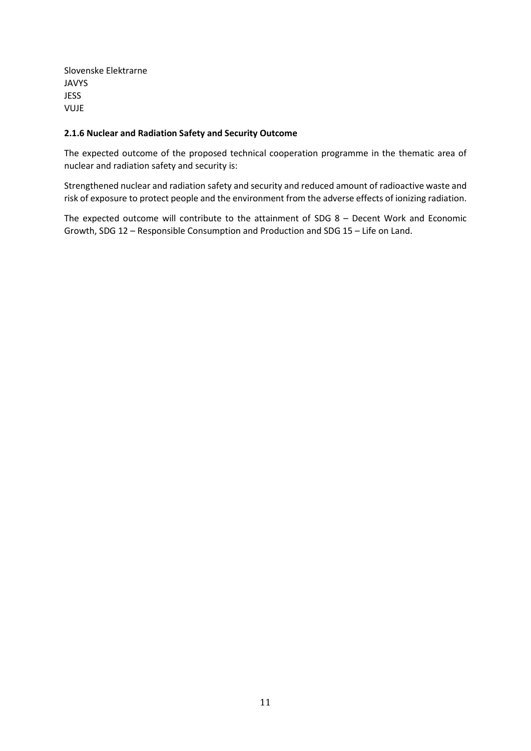Slovenske Elektrarne  
JAVYS  
JESS  
VUJE

#### 2.1.6 Nuclear and Radiation Safety and Security Outcome

The expected outcome of the proposed technical cooperation programme in the thematic area of nuclear and radiation safety and security is:

Strengthened nuclear and radiation safety and security and reduced amount of radioactive waste and risk of exposure to protect people and the environment from the adverse effects of ionizing radiation.

The expected outcome will contribute to the attainment of SDG 8 – Decent Work and Economic Growth, SDG 12 – Responsible Consumption and Production and SDG 15 – Life on Land.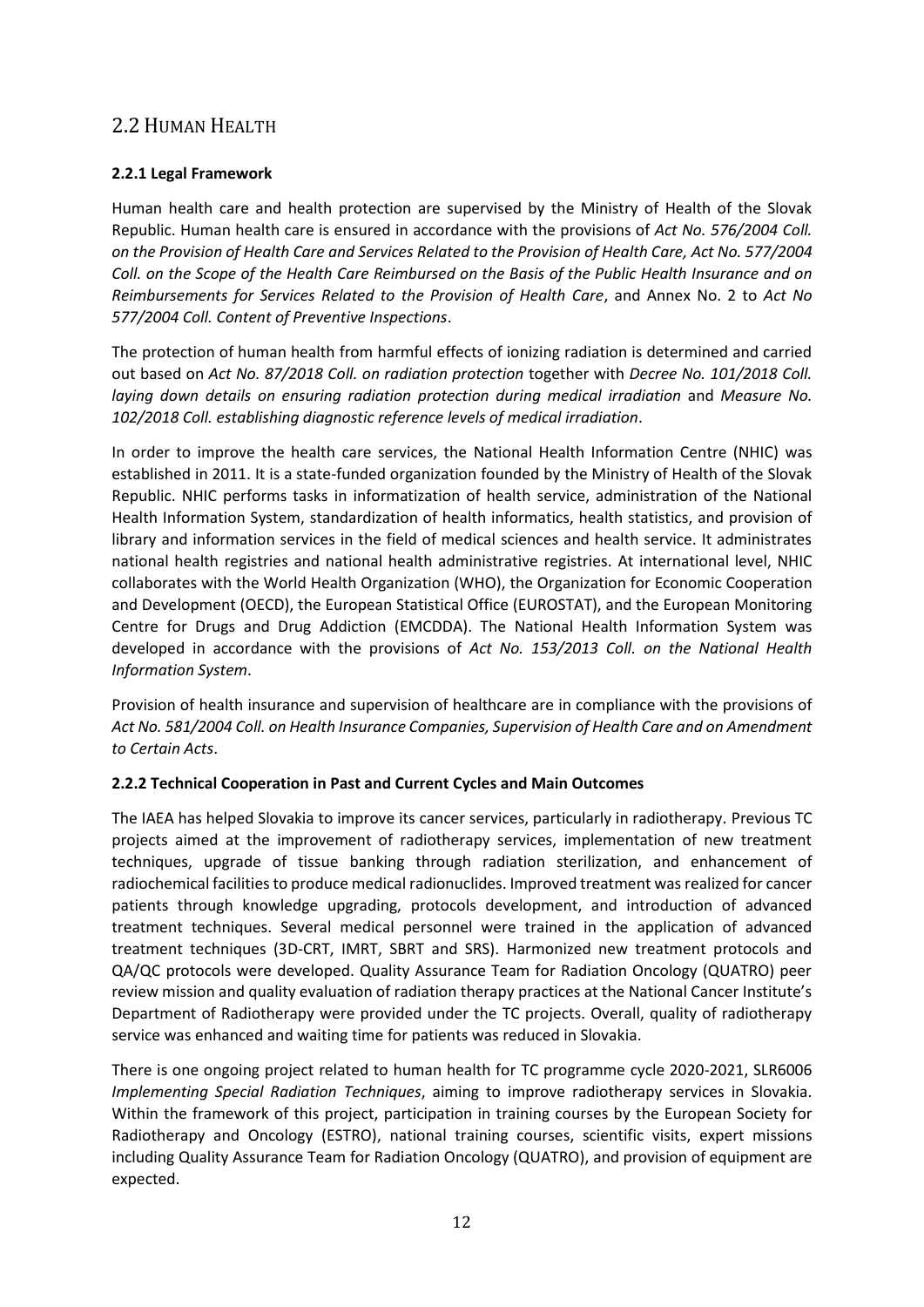## 2.2 Human Health

**2.2.1 Legal Framework**

Human health care and health protection are supervised by the Ministry of Health of the Slovak Republic. Human health care is ensured in accordance with the provisions of *Act No. 576/2004 Coll. on the Provision of Health Care and Services Related to the Provision of Health Care, Act No. 577/2004 Coll. on the Scope of the Health Care Reimbursed on the Basis of the Public Health Insurance and on Reimbursements for Services Related to the Provision of Health Care*, and Annex No. 2 to *Act No 577/2004 Coll. Content of Preventive Inspections*.

The protection of human health from harmful effects of ionizing radiation is determined and carried out based on *Act No. 87/2018 Coll. on radiation protection* together with *Decree No. 101/2018 Coll. laying down details on ensuring radiation protection during medical irradiation* and *Measure No. 102/2018 Coll. establishing diagnostic reference levels of medical irradiation*.

In order to improve the health care services, the National Health Information Centre (NHIC) was established in 2011. It is a state-funded organization founded by the Ministry of Health of the Slovak Republic. NHIC performs tasks in informatization of health service, administration of the National Health Information System, standardization of health informatics, health statistics, and provision of library and information services in the field of medical sciences and health service. It administrates national health registries and national health administrative registries. At international level, NHIC collaborates with the World Health Organization (WHO), the Organization for Economic Cooperation and Development (OECD), the European Statistical Office (EUROSTAT), and the European Monitoring Centre for Drugs and Drug Addiction (EMCDDA). The National Health Information System was developed in accordance with the provisions of *Act No. 153/2013 Coll. on the National Health Information System*.

Provision of health insurance and supervision of healthcare are in compliance with the provisions of *Act No. 581/2004 Coll. on Health Insurance Companies, Supervision of Health Care and on Amendment to Certain Acts*.

**2.2.2 Technical Cooperation in Past and Current Cycles and Main Outcomes**

The IAEA has helped Slovakia to improve its cancer services, particularly in radiotherapy. Previous TC projects aimed at the improvement of radiotherapy services, implementation of new treatment techniques, upgrade of tissue banking through radiation sterilization, and enhancement of radiochemical facilities to produce medical radionuclides. Improved treatment was realized for cancer patients through knowledge upgrading, protocols development, and introduction of advanced treatment techniques. Several medical personnel were trained in the application of advanced treatment techniques (3D-CRT, IMRT, SBRT and SRS). Harmonized new treatment protocols and QA/QC protocols were developed. Quality Assurance Team for Radiation Oncology (QUATRO) peer review mission and quality evaluation of radiation therapy practices at the National Cancer Institute's Department of Radiotherapy were provided under the TC projects. Overall, quality of radiotherapy service was enhanced and waiting time for patients was reduced in Slovakia.

There is one ongoing project related to human health for TC programme cycle 2020-2021, SLR6006 *Implementing Special Radiation Techniques*, aiming to improve radiotherapy services in Slovakia. Within the framework of this project, participation in training courses by the European Society for Radiotherapy and Oncology (ESTRO), national training courses, scientific visits, expert missions including Quality Assurance Team for Radiation Oncology (QUATRO), and provision of equipment are expected.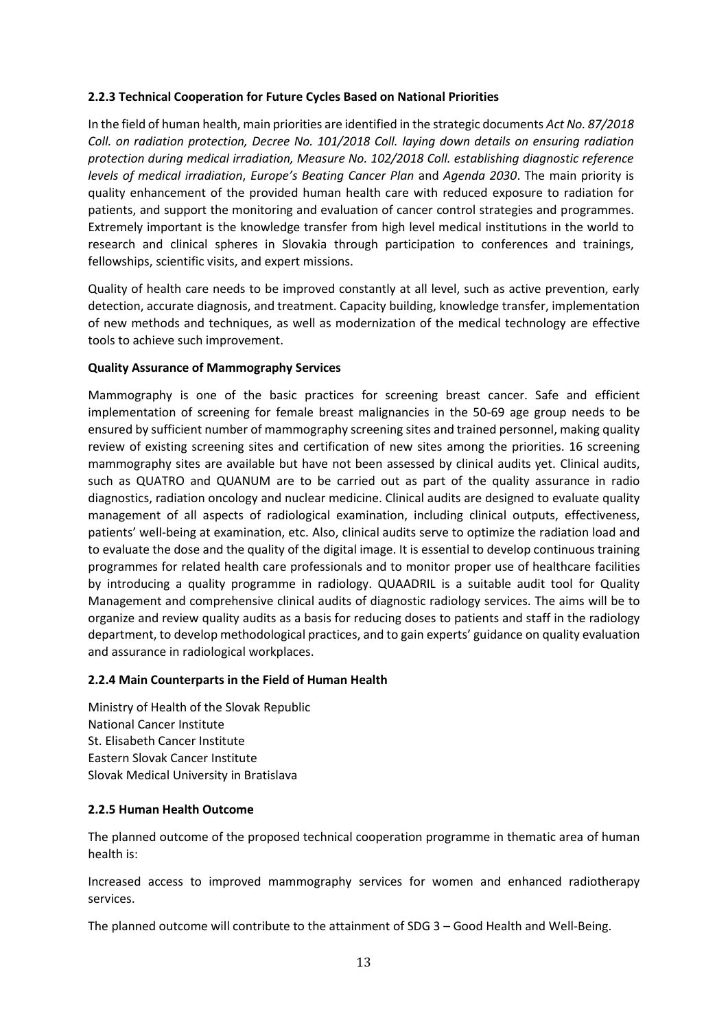**2.2.3 Technical Cooperation for Future Cycles Based on National Priorities**

In the field of human health, main priorities are identified in the strategic documents *Act No. 87/2018 Coll. on radiation protection, Decree No. 101/2018 Coll. laying down details on ensuring radiation protection during medical irradiation, Measure No. 102/2018 Coll. establishing diagnostic reference levels of medical irradiation*, *Europe's Beating Cancer Plan* and *Agenda 2030*. The main priority is quality enhancement of the provided human health care with reduced exposure to radiation for patients, and support the monitoring and evaluation of cancer control strategies and programmes. Extremely important is the knowledge transfer from high level medical institutions in the world to research and clinical spheres in Slovakia through participation to conferences and trainings, fellowships, scientific visits, and expert missions.

Quality of health care needs to be improved constantly at all level, such as active prevention, early detection, accurate diagnosis, and treatment. Capacity building, knowledge transfer, implementation of new methods and techniques, as well as modernization of the medical technology are effective tools to achieve such improvement.

**Quality Assurance of Mammography Services**

Mammography is one of the basic practices for screening breast cancer. Safe and efficient implementation of screening for female breast malignancies in the 50-69 age group needs to be ensured by sufficient number of mammography screening sites and trained personnel, making quality review of existing screening sites and certification of new sites among the priorities. 16 screening mammography sites are available but have not been assessed by clinical audits yet. Clinical audits, such as QUATRO and QUANUM are to be carried out as part of the quality assurance in radio diagnostics, radiation oncology and nuclear medicine. Clinical audits are designed to evaluate quality management of all aspects of radiological examination, including clinical outputs, effectiveness, patients' well-being at examination, etc. Also, clinical audits serve to optimize the radiation load and to evaluate the dose and the quality of the digital image. It is essential to develop continuous training programmes for related health care professionals and to monitor proper use of healthcare facilities by introducing a quality programme in radiology. QUAADRIL is a suitable audit tool for Quality Management and comprehensive clinical audits of diagnostic radiology services. The aims will be to organize and review quality audits as a basis for reducing doses to patients and staff in the radiology department, to develop methodological practices, and to gain experts' guidance on quality evaluation and assurance in radiological workplaces.

**2.2.4 Main Counterparts in the Field of Human Health**

Ministry of Health of the Slovak Republic
National Cancer Institute
St. Elisabeth Cancer Institute
Eastern Slovak Cancer Institute
Slovak Medical University in Bratislava

**2.2.5 Human Health Outcome**

The planned outcome of the proposed technical cooperation programme in thematic area of human health is:

Increased access to improved mammography services for women and enhanced radiotherapy services.

The planned outcome will contribute to the attainment of SDG 3 – Good Health and Well-Being.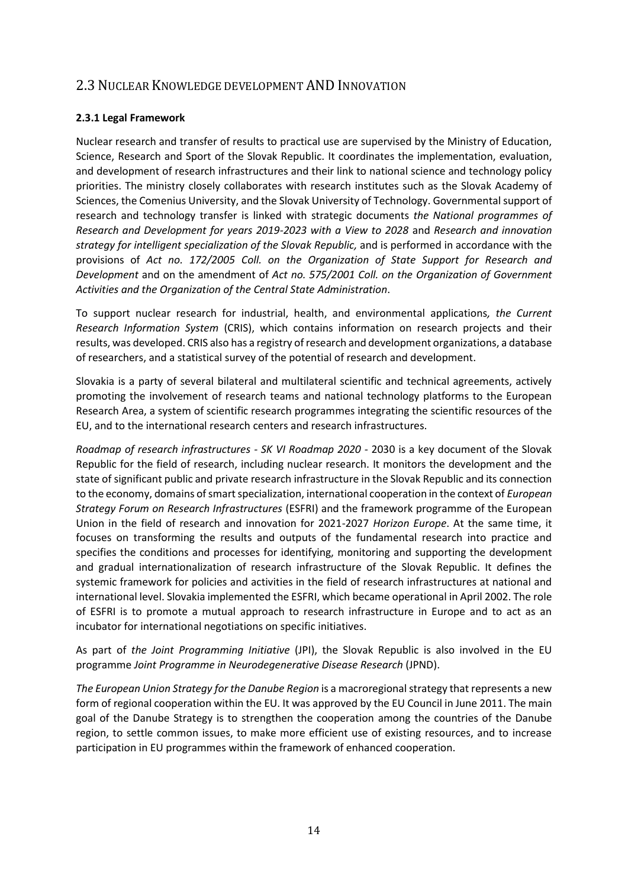## 2.3 Nuclear Knowledge development AND Innovation

### 2.3.1 Legal Framework

Nuclear research and transfer of results to practical use are supervised by the Ministry of Education, Science, Research and Sport of the Slovak Republic. It coordinates the implementation, evaluation, and development of research infrastructures and their link to national science and technology policy priorities. The ministry closely collaborates with research institutes such as the Slovak Academy of Sciences, the Comenius University, and the Slovak University of Technology. Governmental support of research and technology transfer is linked with strategic documents *the National programmes of Research and Development for years 2019-2023 with a View to 2028* and *Research and innovation strategy for intelligent specialization of the Slovak Republic,* and is performed in accordance with the provisions of *Act no. 172/2005 Coll. on the Organization of State Support for Research and Development* and on the amendment of *Act no. 575/2001 Coll. on the Organization of Government Activities and the Organization of the Central State Administration*.

To support nuclear research for industrial, health, and environmental applications*, the Current Research Information System* (CRIS), which contains information on research projects and their results, was developed. CRIS also has a registry of research and development organizations, a database of researchers, and a statistical survey of the potential of research and development.

Slovakia is a party of several bilateral and multilateral scientific and technical agreements, actively promoting the involvement of research teams and national technology platforms to the European Research Area, a system of scientific research programmes integrating the scientific resources of the EU, and to the international research centers and research infrastructures.

*Roadmap of research infrastructures - SK VI Roadmap 2020* - 2030 is a key document of the Slovak Republic for the field of research, including nuclear research. It monitors the development and the state of significant public and private research infrastructure in the Slovak Republic and its connection to the economy, domains of smart specialization, international cooperation in the context of *European Strategy Forum on Research Infrastructures* (ESFRI) and the framework programme of the European Union in the field of research and innovation for 2021-2027 *Horizon Europe*. At the same time, it focuses on transforming the results and outputs of the fundamental research into practice and specifies the conditions and processes for identifying, monitoring and supporting the development and gradual internationalization of research infrastructure of the Slovak Republic. It defines the systemic framework for policies and activities in the field of research infrastructures at national and international level. Slovakia implemented the ESFRI, which became operational in April 2002. The role of ESFRI is to promote a mutual approach to research infrastructure in Europe and to act as an incubator for international negotiations on specific initiatives.

As part of *the Joint Programming Initiative* (JPI), the Slovak Republic is also involved in the EU programme *Joint Programme in Neurodegenerative Disease Research* (JPND).

*The European Union Strategy for the Danube Region* is a macroregional strategy that represents a new form of regional cooperation within the EU. It was approved by the EU Council in June 2011. The main goal of the Danube Strategy is to strengthen the cooperation among the countries of the Danube region, to settle common issues, to make more efficient use of existing resources, and to increase participation in EU programmes within the framework of enhanced cooperation.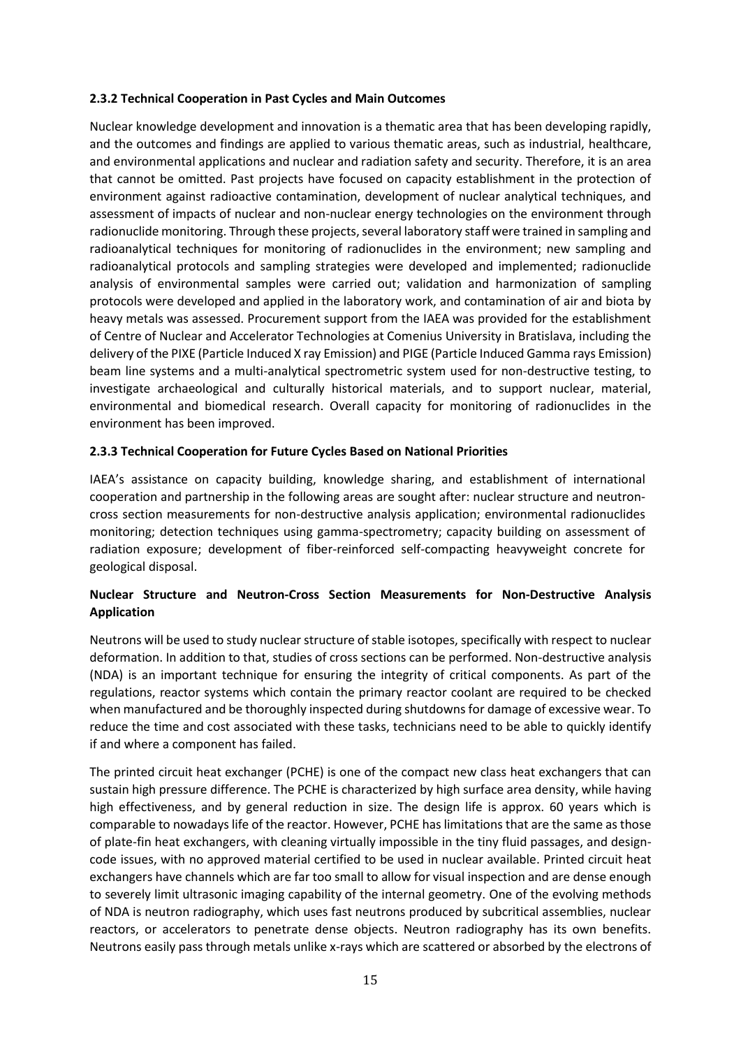### 2.3.2 Technical Cooperation in Past Cycles and Main Outcomes

Nuclear knowledge development and innovation is a thematic area that has been developing rapidly, and the outcomes and findings are applied to various thematic areas, such as industrial, healthcare, and environmental applications and nuclear and radiation safety and security. Therefore, it is an area that cannot be omitted. Past projects have focused on capacity establishment in the protection of environment against radioactive contamination, development of nuclear analytical techniques, and assessment of impacts of nuclear and non-nuclear energy technologies on the environment through radionuclide monitoring. Through these projects, several laboratory staff were trained in sampling and radioanalytical techniques for monitoring of radionuclides in the environment; new sampling and radioanalytical protocols and sampling strategies were developed and implemented; radionuclide analysis of environmental samples were carried out; validation and harmonization of sampling protocols were developed and applied in the laboratory work, and contamination of air and biota by heavy metals was assessed. Procurement support from the IAEA was provided for the establishment of Centre of Nuclear and Accelerator Technologies at Comenius University in Bratislava, including the delivery of the PIXE (Particle Induced X ray Emission) and PIGE (Particle Induced Gamma rays Emission) beam line systems and a multi-analytical spectrometric system used for non-destructive testing, to investigate archaeological and culturally historical materials, and to support nuclear, material, environmental and biomedical research. Overall capacity for monitoring of radionuclides in the environment has been improved.

### 2.3.3 Technical Cooperation for Future Cycles Based on National Priorities

IAEA's assistance on capacity building, knowledge sharing, and establishment of international cooperation and partnership in the following areas are sought after: nuclear structure and neutron-cross section measurements for non-destructive analysis application; environmental radionuclides monitoring; detection techniques using gamma-spectrometry; capacity building on assessment of radiation exposure; development of fiber-reinforced self-compacting heavyweight concrete for geological disposal.

**Nuclear Structure and Neutron-Cross Section Measurements for Non-Destructive Analysis Application**

Neutrons will be used to study nuclear structure of stable isotopes, specifically with respect to nuclear deformation. In addition to that, studies of cross sections can be performed. Non-destructive analysis (NDA) is an important technique for ensuring the integrity of critical components. As part of the regulations, reactor systems which contain the primary reactor coolant are required to be checked when manufactured and be thoroughly inspected during shutdowns for damage of excessive wear. To reduce the time and cost associated with these tasks, technicians need to be able to quickly identify if and where a component has failed.

The printed circuit heat exchanger (PCHE) is one of the compact new class heat exchangers that can sustain high pressure difference. The PCHE is characterized by high surface area density, while having high effectiveness, and by general reduction in size. The design life is approx. 60 years which is comparable to nowadays life of the reactor. However, PCHE has limitations that are the same as those of plate-fin heat exchangers, with cleaning virtually impossible in the tiny fluid passages, and design-code issues, with no approved material certified to be used in nuclear available. Printed circuit heat exchangers have channels which are far too small to allow for visual inspection and are dense enough to severely limit ultrasonic imaging capability of the internal geometry. One of the evolving methods of NDA is neutron radiography, which uses fast neutrons produced by subcritical assemblies, nuclear reactors, or accelerators to penetrate dense objects. Neutron radiography has its own benefits. Neutrons easily pass through metals unlike x-rays which are scattered or absorbed by the electrons of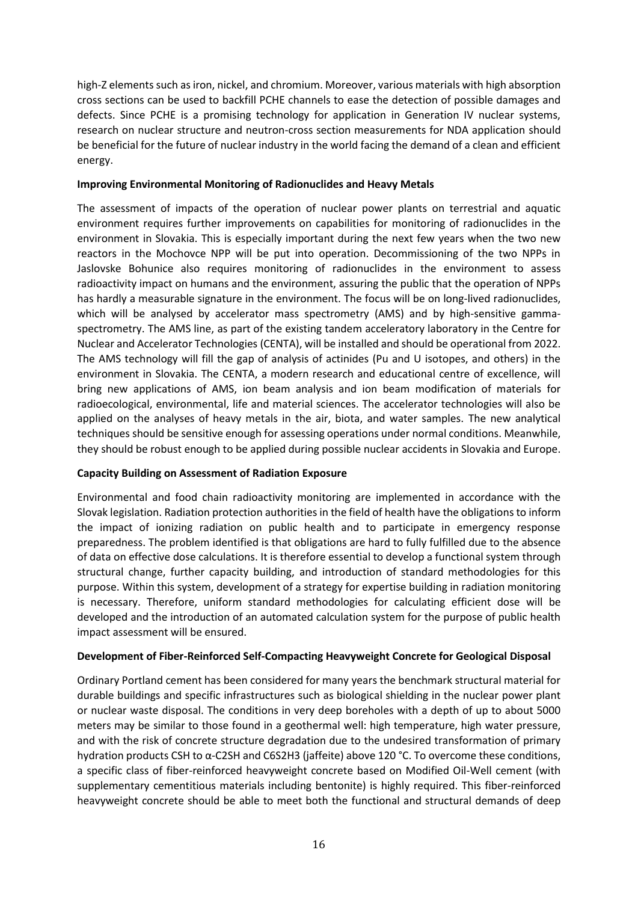high-Z elements such as iron, nickel, and chromium. Moreover, various materials with high absorption cross sections can be used to backfill PCHE channels to ease the detection of possible damages and defects. Since PCHE is a promising technology for application in Generation IV nuclear systems, research on nuclear structure and neutron-cross section measurements for NDA application should be beneficial for the future of nuclear industry in the world facing the demand of a clean and efficient energy.

**Improving Environmental Monitoring of Radionuclides and Heavy Metals**

The assessment of impacts of the operation of nuclear power plants on terrestrial and aquatic environment requires further improvements on capabilities for monitoring of radionuclides in the environment in Slovakia. This is especially important during the next few years when the two new reactors in the Mochovce NPP will be put into operation. Decommissioning of the two NPPs in Jaslovske Bohunice also requires monitoring of radionuclides in the environment to assess radioactivity impact on humans and the environment, assuring the public that the operation of NPPs has hardly a measurable signature in the environment. The focus will be on long-lived radionuclides, which will be analysed by accelerator mass spectrometry (AMS) and by high-sensitive gamma-spectrometry. The AMS line, as part of the existing tandem acceleratory laboratory in the Centre for Nuclear and Accelerator Technologies (CENTA), will be installed and should be operational from 2022. The AMS technology will fill the gap of analysis of actinides (Pu and U isotopes, and others) in the environment in Slovakia. The CENTA, a modern research and educational centre of excellence, will bring new applications of AMS, ion beam analysis and ion beam modification of materials for radioecological, environmental, life and material sciences. The accelerator technologies will also be applied on the analyses of heavy metals in the air, biota, and water samples. The new analytical techniques should be sensitive enough for assessing operations under normal conditions. Meanwhile, they should be robust enough to be applied during possible nuclear accidents in Slovakia and Europe.

**Capacity Building on Assessment of Radiation Exposure**

Environmental and food chain radioactivity monitoring are implemented in accordance with the Slovak legislation. Radiation protection authorities in the field of health have the obligations to inform the impact of ionizing radiation on public health and to participate in emergency response preparedness. The problem identified is that obligations are hard to fully fulfilled due to the absence of data on effective dose calculations. It is therefore essential to develop a functional system through structural change, further capacity building, and introduction of standard methodologies for this purpose. Within this system, development of a strategy for expertise building in radiation monitoring is necessary. Therefore, uniform standard methodologies for calculating efficient dose will be developed and the introduction of an automated calculation system for the purpose of public health impact assessment will be ensured.

**Development of Fiber-Reinforced Self-Compacting Heavyweight Concrete for Geological Disposal**

Ordinary Portland cement has been considered for many years the benchmark structural material for durable buildings and specific infrastructures such as biological shielding in the nuclear power plant or nuclear waste disposal. The conditions in very deep boreholes with a depth of up to about 5000 meters may be similar to those found in a geothermal well: high temperature, high water pressure, and with the risk of concrete structure degradation due to the undesired transformation of primary hydration products CSH to α-C2SH and C6S2H3 (jaffeite) above 120 °C. To overcome these conditions, a specific class of fiber-reinforced heavyweight concrete based on Modified Oil-Well cement (with supplementary cementitious materials including bentonite) is highly required. This fiber-reinforced heavyweight concrete should be able to meet both the functional and structural demands of deep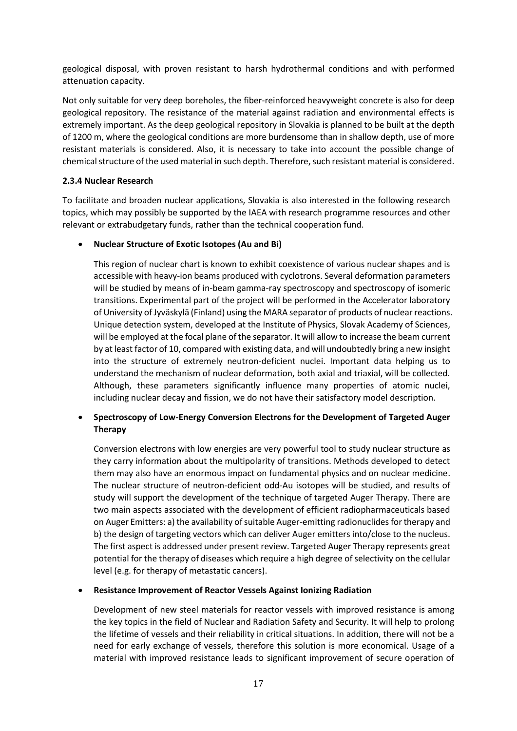geological disposal, with proven resistant to harsh hydrothermal conditions and with performed attenuation capacity.

Not only suitable for very deep boreholes, the fiber-reinforced heavyweight concrete is also for deep geological repository. The resistance of the material against radiation and environmental effects is extremely important. As the deep geological repository in Slovakia is planned to be built at the depth of 1200 m, where the geological conditions are more burdensome than in shallow depth, use of more resistant materials is considered. Also, it is necessary to take into account the possible change of chemical structure of the used material in such depth. Therefore, such resistant material is considered.

#### 2.3.4 Nuclear Research

To facilitate and broaden nuclear applications, Slovakia is also interested in the following research topics, which may possibly be supported by the IAEA with research programme resources and other relevant or extrabudgetary funds, rather than the technical cooperation fund.

- **Nuclear Structure of Exotic Isotopes (Au and Bi)**

  This region of nuclear chart is known to exhibit coexistence of various nuclear shapes and is accessible with heavy-ion beams produced with cyclotrons. Several deformation parameters will be studied by means of in-beam gamma-ray spectroscopy and spectroscopy of isomeric transitions. Experimental part of the project will be performed in the Accelerator laboratory of University of Jyväskylä (Finland) using the MARA separator of products of nuclear reactions. Unique detection system, developed at the Institute of Physics, Slovak Academy of Sciences, will be employed at the focal plane of the separator. It will allow to increase the beam current by at least factor of 10, compared with existing data, and will undoubtedly bring a new insight into the structure of extremely neutron-deficient nuclei. Important data helping us to understand the mechanism of nuclear deformation, both axial and triaxial, will be collected. Although, these parameters significantly influence many properties of atomic nuclei, including nuclear decay and fission, we do not have their satisfactory model description.

- **Spectroscopy of Low-Energy Conversion Electrons for the Development of Targeted Auger Therapy**

  Conversion electrons with low energies are very powerful tool to study nuclear structure as they carry information about the multipolarity of transitions. Methods developed to detect them may also have an enormous impact on fundamental physics and on nuclear medicine. The nuclear structure of neutron-deficient odd-Au isotopes will be studied, and results of study will support the development of the technique of targeted Auger Therapy. There are two main aspects associated with the development of efficient radiopharmaceuticals based on Auger Emitters: a) the availability of suitable Auger-emitting radionuclides for therapy and b) the design of targeting vectors which can deliver Auger emitters into/close to the nucleus. The first aspect is addressed under present review. Targeted Auger Therapy represents great potential for the therapy of diseases which require a high degree of selectivity on the cellular level (e.g. for therapy of metastatic cancers).

- **Resistance Improvement of Reactor Vessels Against Ionizing Radiation**

  Development of new steel materials for reactor vessels with improved resistance is among the key topics in the field of Nuclear and Radiation Safety and Security. It will help to prolong the lifetime of vessels and their reliability in critical situations. In addition, there will not be a need for early exchange of vessels, therefore this solution is more economical. Usage of a material with improved resistance leads to significant improvement of secure operation of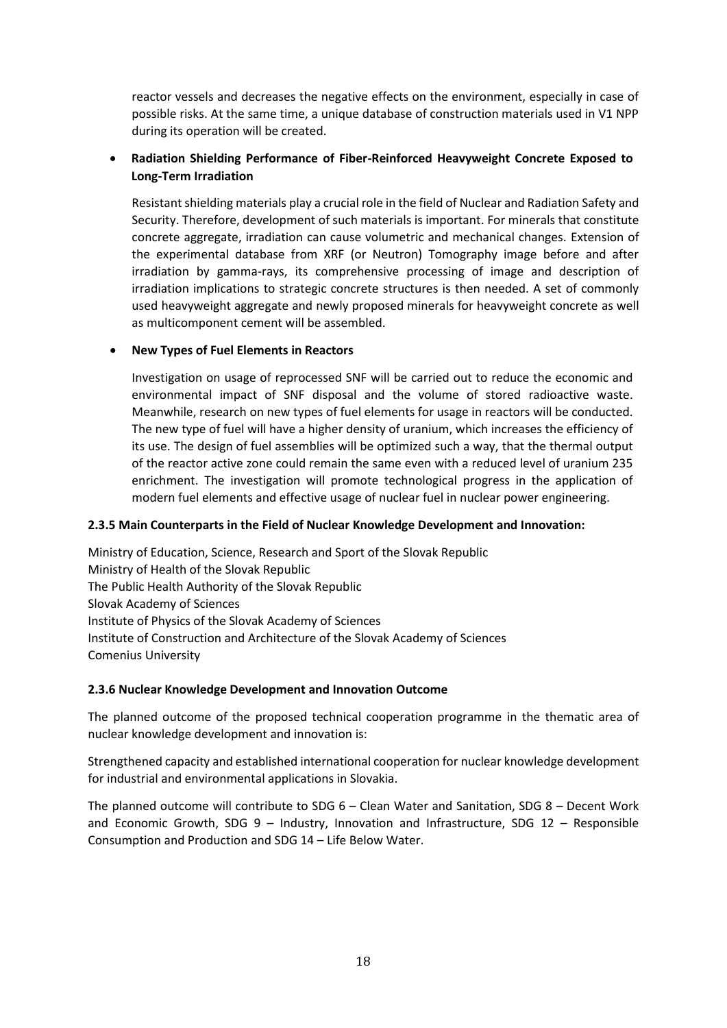reactor vessels and decreases the negative effects on the environment, especially in case of possible risks. At the same time, a unique database of construction materials used in V1 NPP during its operation will be created.

- **Radiation Shielding Performance of Fiber-Reinforced Heavyweight Concrete Exposed to Long-Term Irradiation**

  Resistant shielding materials play a crucial role in the field of Nuclear and Radiation Safety and Security. Therefore, development of such materials is important. For minerals that constitute concrete aggregate, irradiation can cause volumetric and mechanical changes. Extension of the experimental database from XRF (or Neutron) Tomography image before and after irradiation by gamma-rays, its comprehensive processing of image and description of irradiation implications to strategic concrete structures is then needed. A set of commonly used heavyweight aggregate and newly proposed minerals for heavyweight concrete as well as multicomponent cement will be assembled.

- **New Types of Fuel Elements in Reactors**

  Investigation on usage of reprocessed SNF will be carried out to reduce the economic and environmental impact of SNF disposal and the volume of stored radioactive waste. Meanwhile, research on new types of fuel elements for usage in reactors will be conducted. The new type of fuel will have a higher density of uranium, which increases the efficiency of its use. The design of fuel assemblies will be optimized such a way, that the thermal output of the reactor active zone could remain the same even with a reduced level of uranium 235 enrichment. The investigation will promote technological progress in the application of modern fuel elements and effective usage of nuclear fuel in nuclear power engineering.

#### 2.3.5 Main Counterparts in the Field of Nuclear Knowledge Development and Innovation:

Ministry of Education, Science, Research and Sport of the Slovak Republic
Ministry of Health of the Slovak Republic
The Public Health Authority of the Slovak Republic
Slovak Academy of Sciences
Institute of Physics of the Slovak Academy of Sciences
Institute of Construction and Architecture of the Slovak Academy of Sciences
Comenius University

#### 2.3.6 Nuclear Knowledge Development and Innovation Outcome

The planned outcome of the proposed technical cooperation programme in the thematic area of nuclear knowledge development and innovation is:

Strengthened capacity and established international cooperation for nuclear knowledge development for industrial and environmental applications in Slovakia.

The planned outcome will contribute to SDG 6 – Clean Water and Sanitation, SDG 8 – Decent Work and Economic Growth, SDG 9 – Industry, Innovation and Infrastructure, SDG 12 – Responsible Consumption and Production and SDG 14 – Life Below Water.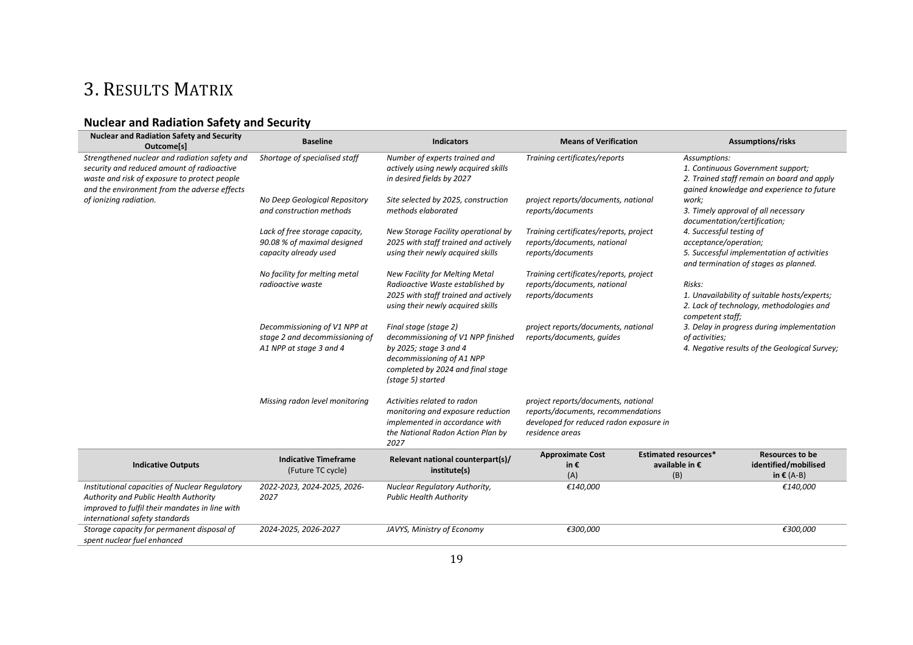# 3. Results Matrix

## Nuclear and Radiation Safety and Security

| Nuclear and Radiation Safety and Security Outcome[s] | Baseline | Indicators | Means of Verification | Assumptions/risks |
|---|---|---|---|---|
| *Strengthened nuclear and radiation safety and security and reduced amount of radioactive waste and risk of exposure to protect people and the environment from the adverse effects of ionizing radiation.* | *Shortage of specialised staff* | *Number of experts trained and actively using newly acquired skills in desired fields by 2027* | *Training certificates/reports* | *Assumptions:*<br>*1. Continuous Government support;*<br>*2. Trained staff remain on board and apply gained knowledge and experience to future work;*<br>*3. Timely approval of all necessary documentation/certification;*<br>*4. Successful testing of acceptance/operation;*<br>*5. Successful implementation of activities and termination of stages as planned.*<br><br>*Risks:*<br>*1. Unavailability of suitable hosts/experts;*<br>*2. Lack of technology, methodologies and competent staff;*<br>*3. Delay in progress during implementation of activities;*<br>*4. Negative results of the Geological Survey;* |
| | *No Deep Geological Repository and construction methods* | *Site selected by 2025, construction methods elaborated* | *project reports/documents, national reports/documents* | |
| | *Lack of free storage capacity, 90.08 % of maximal designed capacity already used* | *New Storage Facility operational by 2025 with staff trained and actively using their newly acquired skills* | *Training certificates/reports, project reports/documents, national reports/documents* | |
| | *No facility for melting metal radioactive waste* | *New Facility for Melting Metal Radioactive Waste established by 2025 with staff trained and actively using their newly acquired skills* | *Training certificates/reports, project reports/documents, national reports/documents* | |
| | *Decommissioning of V1 NPP at stage 2 and decommissioning of A1 NPP at stage 3 and 4* | *Final stage (stage 2) decommissioning of V1 NPP finished by 2025; stage 3 and 4 decommissioning of A1 NPP completed by 2024 and final stage (stage 5) started* | *project reports/documents, national reports/documents, guides* | |
| | *Missing radon level monitoring* | *Activities related to radon monitoring and exposure reduction implemented in accordance with the National Radon Action Plan by 2027* | *project reports/documents, national reports/documents, recommendations developed for reduced radon exposure in residence areas* | |

| Indicative Outputs | Indicative Timeframe (Future TC cycle) | Relevant national counterpart(s)/ institute(s) | Approximate Cost in € (A) | Estimated resources* available in € (B) | Resources to be identified/mobilised in € (A-B) |
|---|---|---|---|---|---|
| *Institutional capacities of Nuclear Regulatory Authority and Public Health Authority improved to fulfil their mandates in line with international safety standards* | *2022-2023, 2024-2025, 2026-2027* | *Nuclear Regulatory Authority, Public Health Authority* | *€140,000* | | *€140,000* |
| *Storage capacity for permanent disposal of spent nuclear fuel enhanced* | *2024-2025, 2026-2027* | *JAVYS, Ministry of Economy* | *€300,000* | | *€300,000* |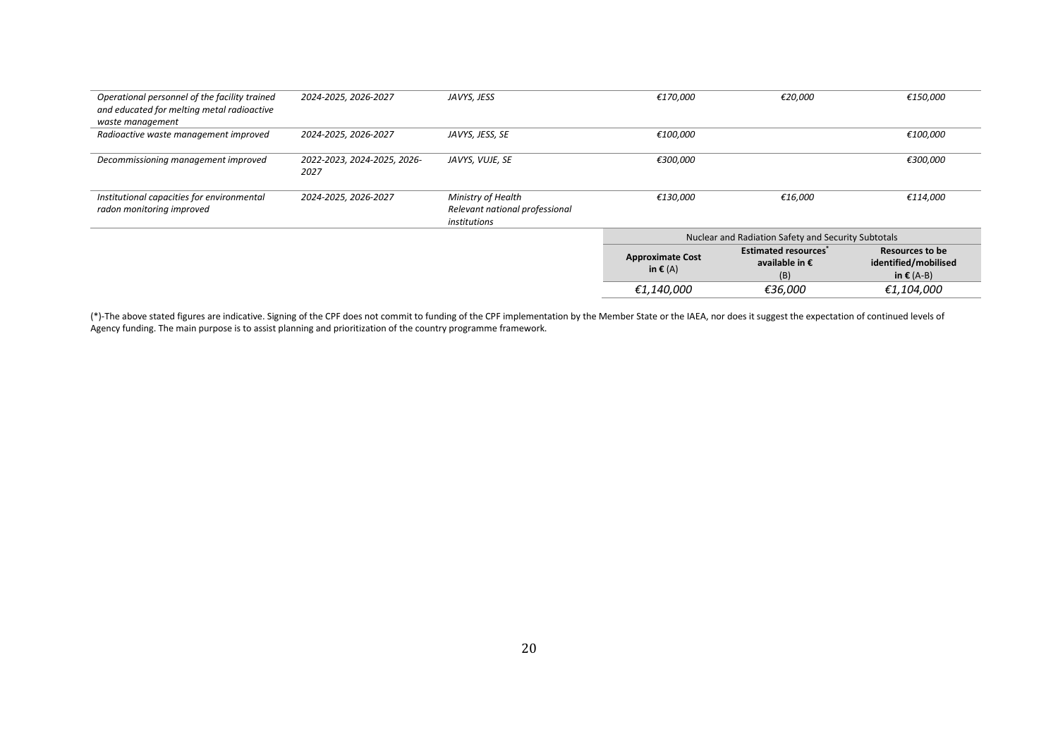| | | | | | |
|---|---|---|---|---|---|
| *Operational personnel of the facility trained and educated for melting metal radioactive waste management* | *2024-2025, 2026-2027* | *JAVYS, JESS* | *€170,000* | *€20,000* | *€150,000* |
| *Radioactive waste management improved* | *2024-2025, 2026-2027* | *JAVYS, JESS, SE* | *€100,000* | | *€100,000* |
| *Decommissioning management improved* | *2022-2023, 2024-2025, 2026-2027* | *JAVYS, VUJE, SE* | *€300,000* | | *€300,000* |
| *Institutional capacities for environmental radon monitoring improved* | *2024-2025, 2026-2027* | *Ministry of Health Relevant national professional institutions* | *€130,000* | *€16,000* | *€114,000* |
| | | | Nuclear and Radiation Safety and Security Subtotals | | |
| | | | **Approximate Cost in € (A)** | **Estimated resources* available in €** (B) | **Resources to be identified/mobilised in € (A-B)** |
| | | | *€1,140,000* | *€36,000* | *€1,104,000* |

(*)-The above stated figures are indicative. Signing of the CPF does not commit to funding of the CPF implementation by the Member State or the IAEA, nor does it suggest the expectation of continued levels of Agency funding. The main purpose is to assist planning and prioritization of the country programme framework.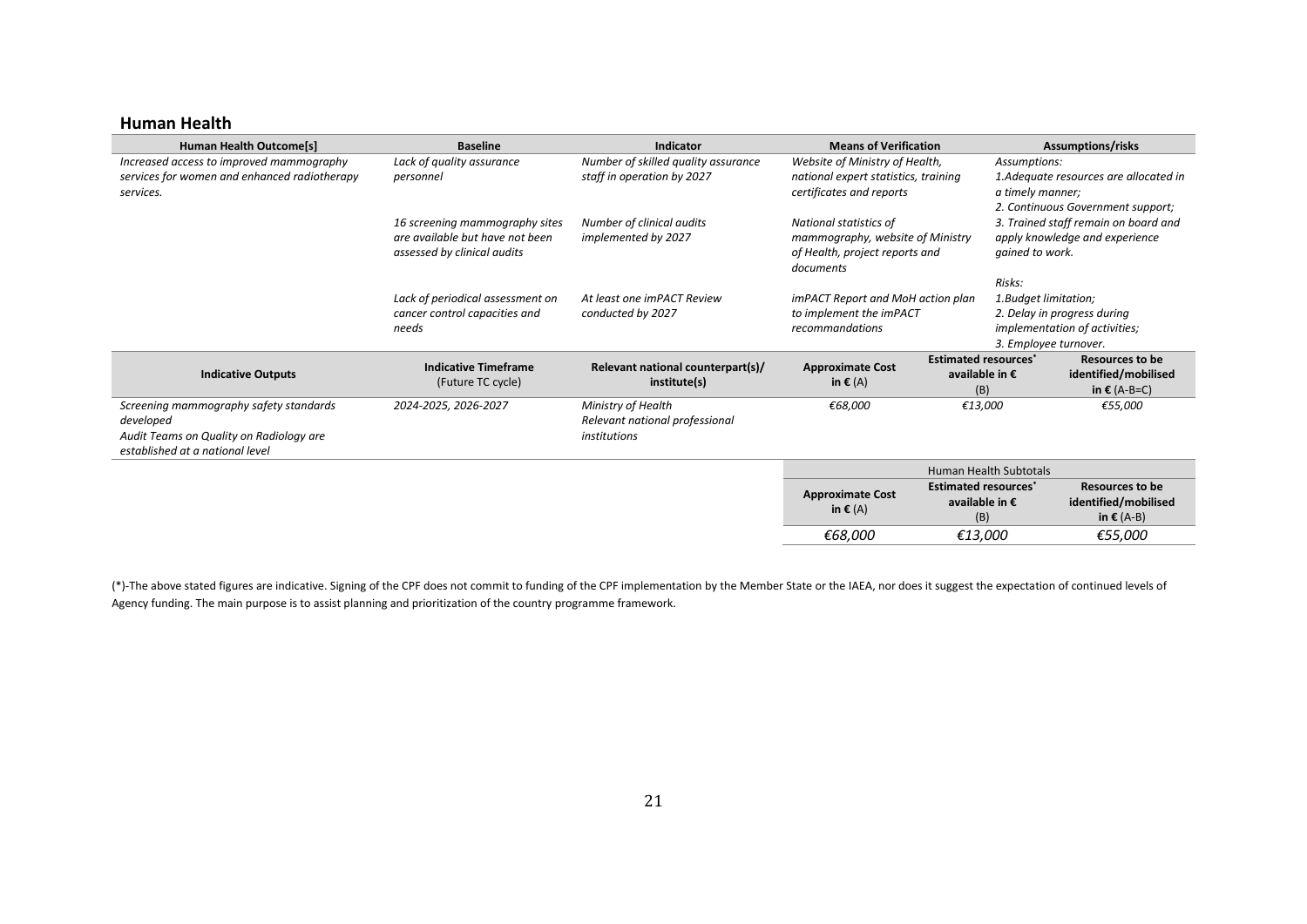## Human Health

| Human Health Outcome[s] | Baseline | Indicator | Means of Verification | Assumptions/risks |
|---|---|---|---|---|
| *Increased access to improved mammography services for women and enhanced radiotherapy services.* | *Lack of quality assurance personnel* | *Number of skilled quality assurance staff in operation by 2027* | *Website of Ministry of Health, national expert statistics, training certificates and reports* | *Assumptions:*<br>*1.Adequate resources are allocated in a timely manner;*<br>*2. Continuous Government support;*<br>*3. Trained staff remain on board and apply knowledge and experience gained to work.*<br><br>*Risks:*<br>*1.Budget limitation;*<br>*2. Delay in progress during implementation of activities;*<br>*3. Employee turnover.* |
| | *16 screening mammography sites are available but have not been assessed by clinical audits* | *Number of clinical audits implemented by 2027* | *National statistics of mammography, website of Ministry of Health, project reports and documents* | |
| | *Lack of periodical assessment on cancer control capacities and needs* | *At least one imPACT Review conducted by 2027* | *imPACT Report and MoH action plan to implement the imPACT recommandations* | |

| Indicative Outputs | Indicative Timeframe (Future TC cycle) | Relevant national counterpart(s)/ institute(s) | Approximate Cost in € (A) | Estimated resources* available in € (B) | Resources to be identified/mobilised in € (A-B=C) |
|---|---|---|---|---|---|
| *Screening mammography safety standards developed*<br>*Audit Teams on Quality on Radiology are established at a national level* | *2024-2025, 2026-2027* | *Ministry of Health*<br>*Relevant national professional institutions* | *€68,000* | *€13,000* | *€55,000* |

| Human Health Subtotals | | |
|---|---|---|
| **Approximate Cost in € (A)** | **Estimated resources* available in € (B)** | **Resources to be identified/mobilised in € (A-B)** |
| *€68,000* | *€13,000* | *€55,000* |

(*)-The above stated figures are indicative. Signing of the CPF does not commit to funding of the CPF implementation by the Member State or the IAEA, nor does it suggest the expectation of continued levels of Agency funding. The main purpose is to assist planning and prioritization of the country programme framework.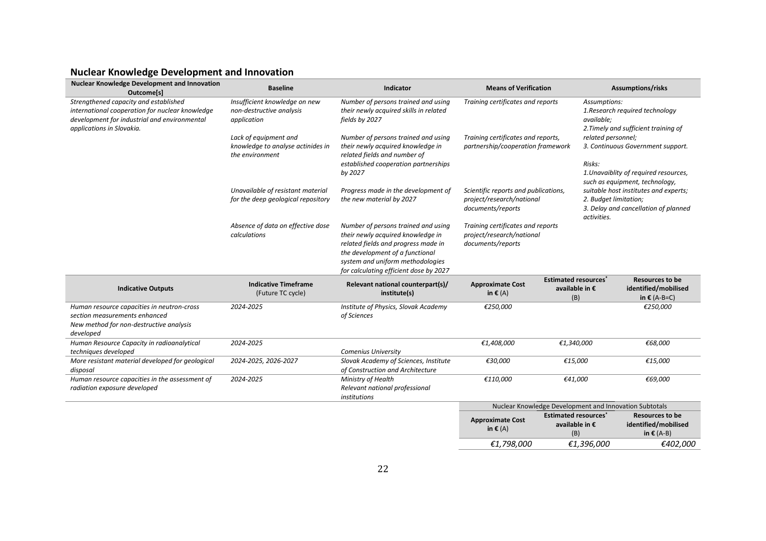## Nuclear Knowledge Development and Innovation

| Nuclear Knowledge Development and Innovation Outcome[s] | Baseline | Indicator | Means of Verification | Assumptions/risks |
|---|---|---|---|---|
| *Strengthened capacity and established international cooperation for nuclear knowledge development for industrial and environmental applications in Slovakia.* | *Insufficient knowledge on new non-destructive analysis application* | *Number of persons trained and using their newly acquired skills in related fields by 2027* | *Training certificates and reports* | *Assumptions:*<br>*1.Research required technology available;*<br>*2.Timely and sufficient training of related personnel;*<br>*3. Continuous Government support.*<br><br>*Risks:*<br>*1.Unavaiblity of required resources, such as equipment, technology, suitable host institutes and experts;*<br>*2. Budget limitation;*<br>*3. Delay and cancellation of planned activities.* |
| | *Lack of equipment and knowledge to analyse actinides in the environment* | *Number of persons trained and using their newly acquired knowledge in related fields and number of established cooperation partnerships by 2027* | *Training certificates and reports, partnership/cooperation framework* | |
| | *Unavailable of resistant material for the deep geological repository* | *Progress made in the development of the new material by 2027* | *Scientific reports and publications, project/research/national documents/reports* | |
| | *Absence of data on effective dose calculations* | *Number of persons trained and using their newly acquired knowledge in related fields and progress made in the development of a functional system and uniform methodologies for calculating efficient dose by 2027* | *Training certificates and reports project/research/national documents/reports* | |

| Indicative Outputs | Indicative Timeframe (Future TC cycle) | Relevant national counterpart(s)/ institute(s) | Approximate Cost in € (A) | Estimated resources* available in € (B) | Resources to be identified/mobilised in € (A-B=C) |
|---|---|---|---|---|---|
| *Human resource capacities in neutron-cross section measurements enhanced*<br>*New method for non-destructive analysis developed* | *2024-2025* | *Institute of Physics, Slovak Academy of Sciences* | *€250,000* | | *€250,000* |
| *Human Resource Capacity in radioanalytical techniques developed* | *2024-2025* | *Comenius University* | *€1,408,000* | *€1,340,000* | *€68,000* |
| *More resistant material developed for geological disposal* | *2024-2025, 2026-2027* | *Slovak Academy of Sciences, Institute of Construction and Architecture* | *€30,000* | *€15,000* | *€15,000* |
| *Human resource capacities in the assessment of radiation exposure developed* | *2024-2025* | *Ministry of Health*<br>*Relevant national professional institutions* | *€110,000* | *€41,000* | *€69,000* |

| Nuclear Knowledge Development and Innovation Subtotals | | |
|---|---|---|
| **Approximate Cost in €** (A) | **Estimated resources* available in €** (B) | **Resources to be identified/mobilised in €** (A-B) |
| *€1,798,000* | *€1,396,000* | *€402,000* |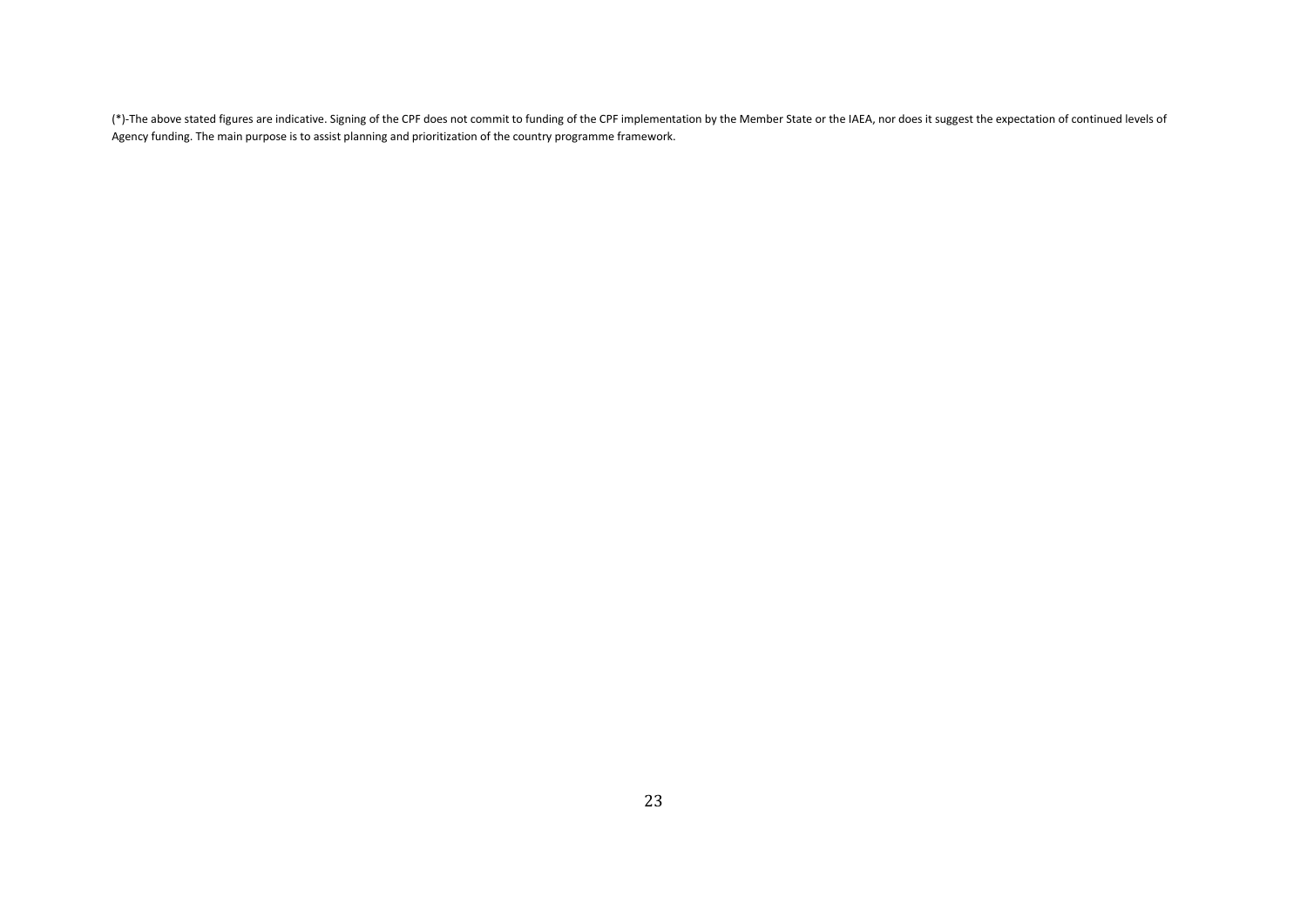(*)-The above stated figures are indicative. Signing of the CPF does not commit to funding of the CPF implementation by the Member State or the IAEA, nor does it suggest the expectation of continued levels of Agency funding. The main purpose is to assist planning and prioritization of the country programme framework.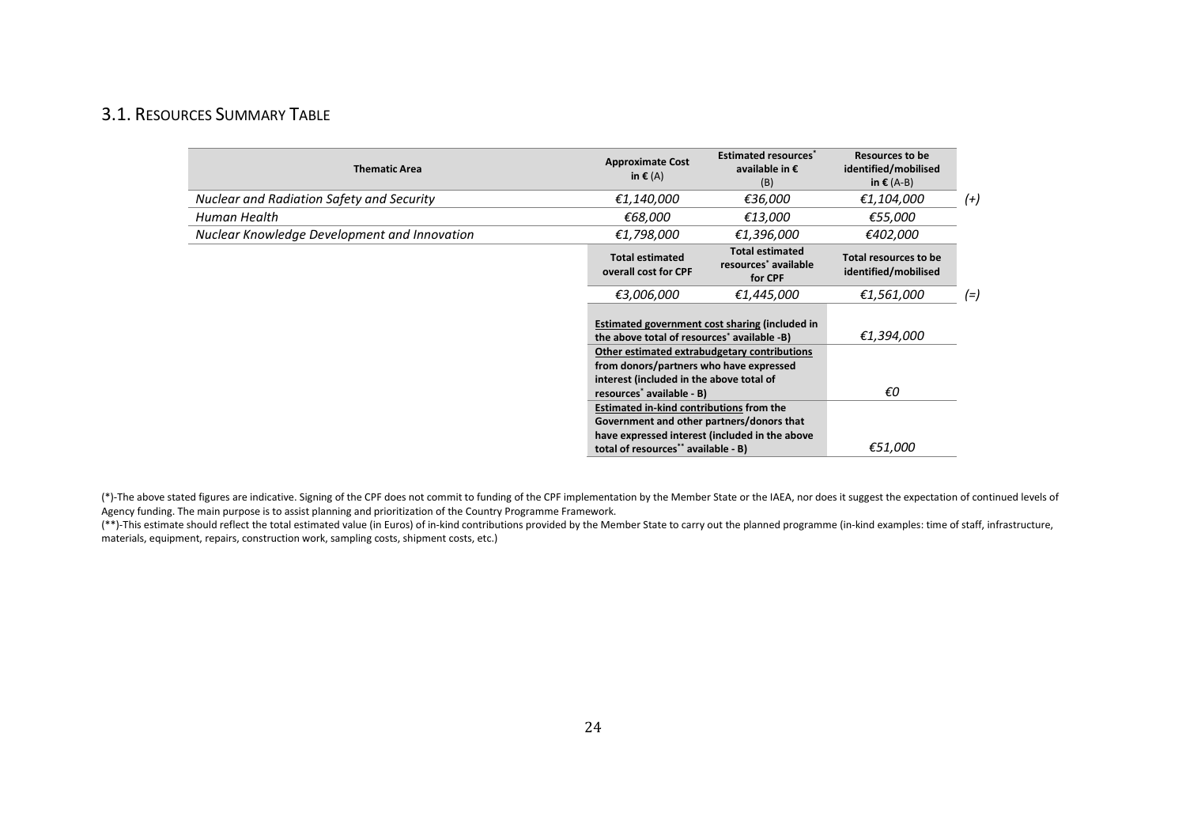## 3.1. Resources Summary Table

| Thematic Area | Approximate Cost in € (A) | Estimated resources* available in € (B) | Resources to be identified/mobilised in € (A-B) | |
|---|---|---|---|---|
| *Nuclear and Radiation Safety and Security* | *€1,140,000* | *€36,000* | *€1,104,000* | *(+)* |
| *Human Health* | *€68,000* | *€13,000* | *€55,000* | |
| *Nuclear Knowledge Development and Innovation* | *€1,798,000* | *€1,396,000* | *€402,000* | |
| | **Total estimated overall cost for CPF** | **Total estimated resources* available for CPF** | **Total resources to be identified/mobilised** | |
| | *€3,006,000* | *€1,445,000* | *€1,561,000* | *(=)* |

| | |
|---|---|
| **Estimated government cost sharing (included in the above total of resources* available -B)** | *€1,394,000* |
| **Other estimated extrabudgetary contributions from donors/partners who have expressed interest (included in the above total of resources* available - B)** | *€0* |
| **Estimated in-kind contributions from the Government and other partners/donors that have expressed interest (included in the above total of resources** available - B)** | *€51,000* |

(*)-The above stated figures are indicative. Signing of the CPF does not commit to funding of the CPF implementation by the Member State or the IAEA, nor does it suggest the expectation of continued levels of Agency funding. The main purpose is to assist planning and prioritization of the Country Programme Framework.

(**)-This estimate should reflect the total estimated value (in Euros) of in-kind contributions provided by the Member State to carry out the planned programme (in-kind examples: time of staff, infrastructure, materials, equipment, repairs, construction work, sampling costs, shipment costs, etc.)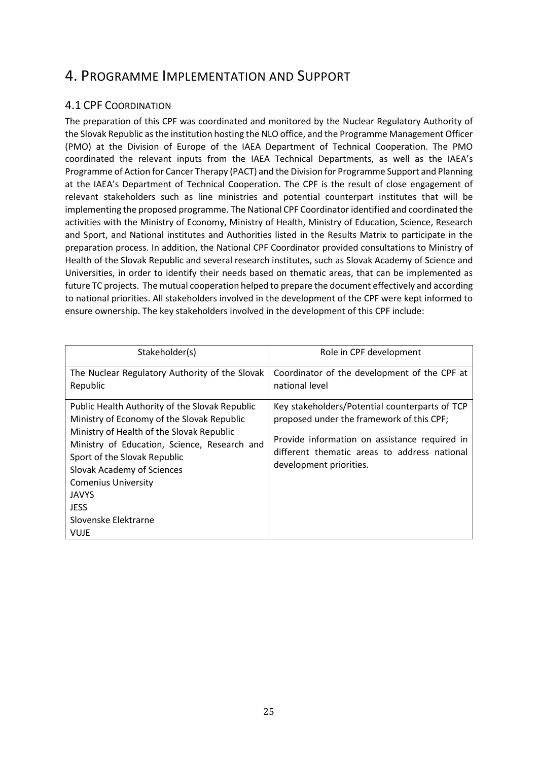# 4. Programme Implementation and Support

## 4.1 CPF Coordination

The preparation of this CPF was coordinated and monitored by the Nuclear Regulatory Authority of the Slovak Republic as the institution hosting the NLO office, and the Programme Management Officer (PMO) at the Division of Europe of the IAEA Department of Technical Cooperation. The PMO coordinated the relevant inputs from the IAEA Technical Departments, as well as the IAEA's Programme of Action for Cancer Therapy (PACT) and the Division for Programme Support and Planning at the IAEA's Department of Technical Cooperation. The CPF is the result of close engagement of relevant stakeholders such as line ministries and potential counterpart institutes that will be implementing the proposed programme. The National CPF Coordinator identified and coordinated the activities with the Ministry of Economy, Ministry of Health, Ministry of Education, Science, Research and Sport, and National institutes and Authorities listed in the Results Matrix to participate in the preparation process. In addition, the National CPF Coordinator provided consultations to Ministry of Health of the Slovak Republic and several research institutes, such as Slovak Academy of Science and Universities, in order to identify their needs based on thematic areas, that can be implemented as future TC projects. The mutual cooperation helped to prepare the document effectively and according to national priorities. All stakeholders involved in the development of the CPF were kept informed to ensure ownership. The key stakeholders involved in the development of this CPF include:

| Stakeholder(s) | Role in CPF development |
|---|---|
| The Nuclear Regulatory Authority of the Slovak Republic | Coordinator of the development of the CPF at national level |
| Public Health Authority of the Slovak Republic<br>Ministry of Economy of the Slovak Republic<br>Ministry of Health of the Slovak Republic<br>Ministry of Education, Science, Research and Sport of the Slovak Republic<br>Slovak Academy of Sciences<br>Comenius University<br>JAVYS<br>JESS<br>Slovenske Elektrarne<br>VUJE | Key stakeholders/Potential counterparts of TCP proposed under the framework of this CPF;<br><br>Provide information on assistance required in different thematic areas to address national development priorities. |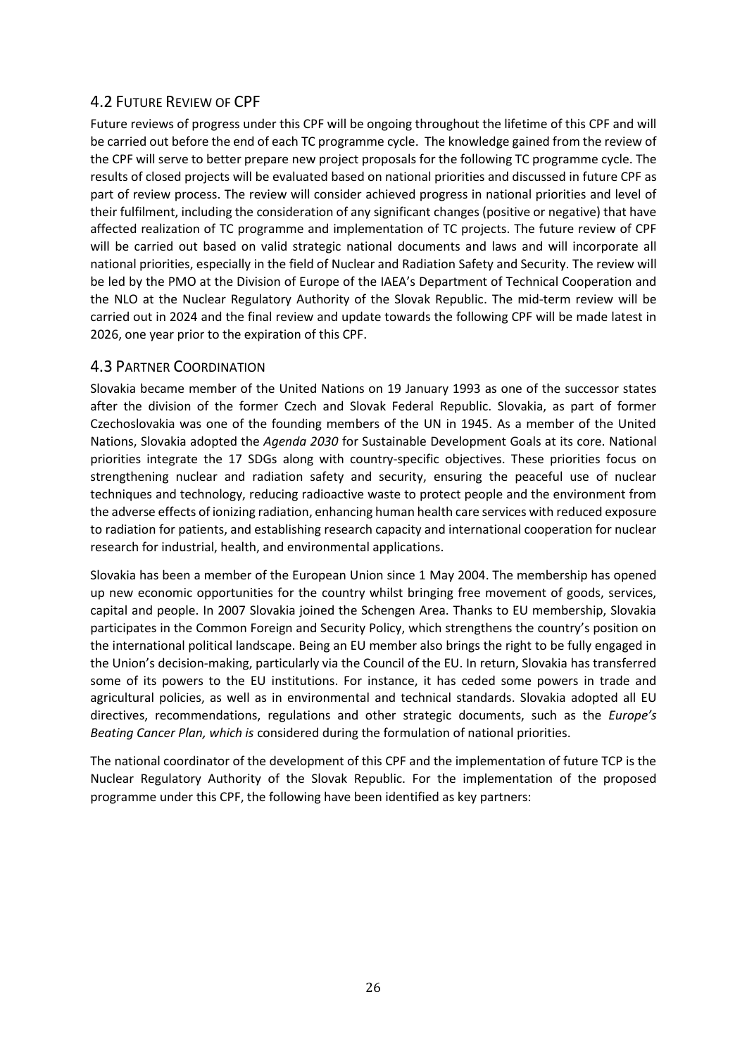## 4.2 Future Review of CPF

Future reviews of progress under this CPF will be ongoing throughout the lifetime of this CPF and will be carried out before the end of each TC programme cycle. The knowledge gained from the review of the CPF will serve to better prepare new project proposals for the following TC programme cycle. The results of closed projects will be evaluated based on national priorities and discussed in future CPF as part of review process. The review will consider achieved progress in national priorities and level of their fulfilment, including the consideration of any significant changes (positive or negative) that have affected realization of TC programme and implementation of TC projects. The future review of CPF will be carried out based on valid strategic national documents and laws and will incorporate all national priorities, especially in the field of Nuclear and Radiation Safety and Security. The review will be led by the PMO at the Division of Europe of the IAEA's Department of Technical Cooperation and the NLO at the Nuclear Regulatory Authority of the Slovak Republic. The mid-term review will be carried out in 2024 and the final review and update towards the following CPF will be made latest in 2026, one year prior to the expiration of this CPF.

## 4.3 Partner Coordination

Slovakia became member of the United Nations on 19 January 1993 as one of the successor states after the division of the former Czech and Slovak Federal Republic. Slovakia, as part of former Czechoslovakia was one of the founding members of the UN in 1945. As a member of the United Nations, Slovakia adopted the *Agenda 2030* for Sustainable Development Goals at its core. National priorities integrate the 17 SDGs along with country-specific objectives. These priorities focus on strengthening nuclear and radiation safety and security, ensuring the peaceful use of nuclear techniques and technology, reducing radioactive waste to protect people and the environment from the adverse effects of ionizing radiation, enhancing human health care services with reduced exposure to radiation for patients, and establishing research capacity and international cooperation for nuclear research for industrial, health, and environmental applications.

Slovakia has been a member of the European Union since 1 May 2004. The membership has opened up new economic opportunities for the country whilst bringing free movement of goods, services, capital and people. In 2007 Slovakia joined the Schengen Area. Thanks to EU membership, Slovakia participates in the Common Foreign and Security Policy, which strengthens the country's position on the international political landscape. Being an EU member also brings the right to be fully engaged in the Union's decision-making, particularly via the Council of the EU. In return, Slovakia has transferred some of its powers to the EU institutions. For instance, it has ceded some powers in trade and agricultural policies, as well as in environmental and technical standards. Slovakia adopted all EU directives, recommendations, regulations and other strategic documents, such as the *Europe's Beating Cancer Plan, which is* considered during the formulation of national priorities.

The national coordinator of the development of this CPF and the implementation of future TCP is the Nuclear Regulatory Authority of the Slovak Republic. For the implementation of the proposed programme under this CPF, the following have been identified as key partners: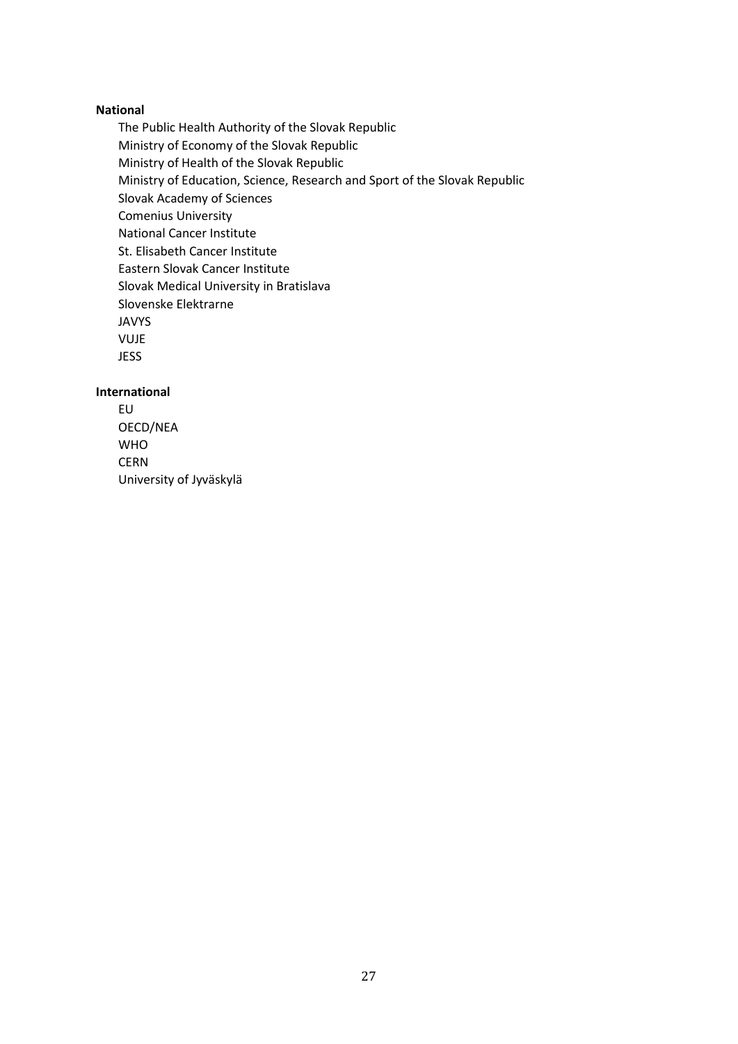**National**

- The Public Health Authority of the Slovak Republic
- Ministry of Economy of the Slovak Republic
- Ministry of Health of the Slovak Republic
- Ministry of Education, Science, Research and Sport of the Slovak Republic
- Slovak Academy of Sciences
- Comenius University
- National Cancer Institute
- St. Elisabeth Cancer Institute
- Eastern Slovak Cancer Institute
- Slovak Medical University in Bratislava
- Slovenske Elektrarne
- JAVYS
- VUJE
- JESS

**International**

- EU
- OECD/NEA
- WHO
- CERN
- University of Jyväskylä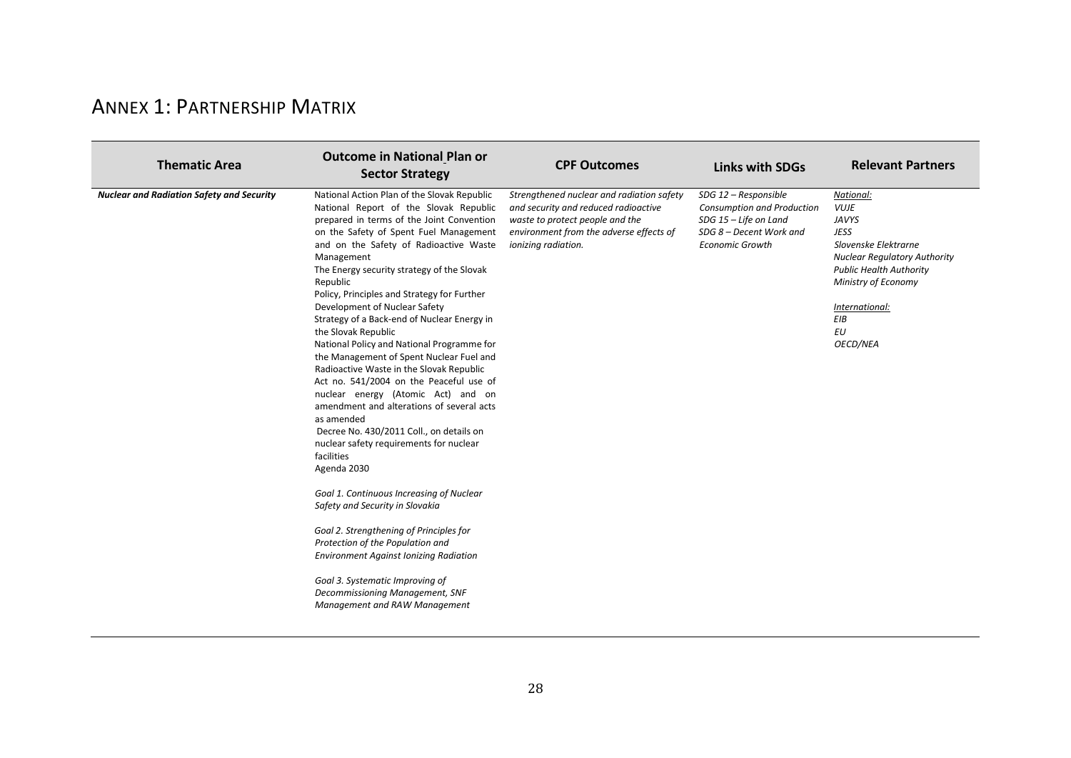# ANNEX 1: PARTNERSHIP MATRIX

| Thematic Area | Outcome in National Plan or Sector Strategy | CPF Outcomes | Links with SDGs | Relevant Partners |
|---|---|---|---|---|
| ***Nuclear and Radiation Safety and Security*** | National Action Plan of the Slovak Republic<br>National Report of the Slovak Republic prepared in terms of the Joint Convention on the Safety of Spent Fuel Management and on the Safety of Radioactive Waste Management<br>The Energy security strategy of the Slovak Republic<br>Policy, Principles and Strategy for Further Development of Nuclear Safety<br>Strategy of a Back-end of Nuclear Energy in the Slovak Republic<br>National Policy and National Programme for the Management of Spent Nuclear Fuel and Radioactive Waste in the Slovak Republic<br>Act no. 541/2004 on the Peaceful use of nuclear energy (Atomic Act) and on amendment and alterations of several acts as amended<br>Decree No. 430/2011 Coll., on details on nuclear safety requirements for nuclear facilities<br>Agenda 2030<br><br>*Goal 1. Continuous Increasing of Nuclear Safety and Security in Slovakia*<br><br>*Goal 2. Strengthening of Principles for Protection of the Population and Environment Against Ionizing Radiation*<br><br>*Goal 3. Systematic Improving of Decommissioning Management, SNF Management and RAW Management* | *Strengthened nuclear and radiation safety and security and reduced radioactive waste to protect people and the environment from the adverse effects of ionizing radiation.* | *SDG 12 – Responsible Consumption and Production*<br>*SDG 15 – Life on Land*<br>*SDG 8 – Decent Work and Economic Growth* | *National:*<br>*VUJE*<br>*JAVYS*<br>*JESS*<br>*Slovenske Elektrarne*<br>*Nuclear Regulatory Authority*<br>*Public Health Authority*<br>*Ministry of Economy*<br><br>*International:*<br>*EIB*<br>*EU*<br>*OECD/NEA* |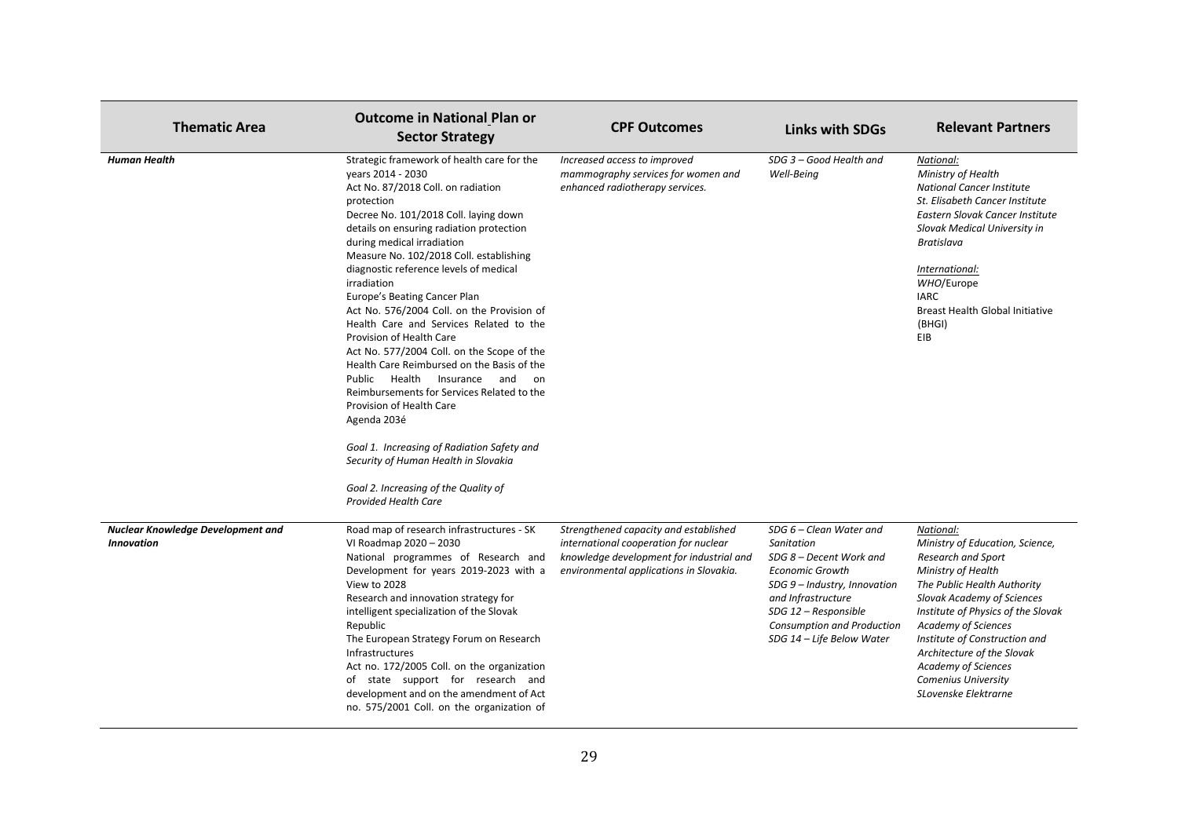| Thematic Area | Outcome in National Plan or Sector Strategy | CPF Outcomes | Links with SDGs | Relevant Partners |
|---|---|---|---|---|
| ***Human Health*** | Strategic framework of health care for the years 2014 - 2030<br>Act No. 87/2018 Coll. on radiation protection<br>Decree No. 101/2018 Coll. laying down details on ensuring radiation protection during medical irradiation<br>Measure No. 102/2018 Coll. establishing diagnostic reference levels of medical irradiation<br>Europe's Beating Cancer Plan<br>Act No. 576/2004 Coll. on the Provision of Health Care and Services Related to the Provision of Health Care<br>Act No. 577/2004 Coll. on the Scope of the Health Care Reimbursed on the Basis of the Public Health Insurance and on Reimbursements for Services Related to the Provision of Health Care<br>Agenda 203é<br><br>*Goal 1. Increasing of Radiation Safety and Security of Human Health in Slovakia*<br><br>*Goal 2. Increasing of the Quality of Provided Health Care* | *Increased access to improved mammography services for women and enhanced radiotherapy services.* | *SDG 3 – Good Health and Well-Being* | *National:*<br>*Ministry of Health*<br>*National Cancer Institute*<br>*St. Elisabeth Cancer Institute*<br>*Eastern Slovak Cancer Institute*<br>*Slovak Medical University in Bratislava*<br><br>*International:*<br>*WHO*/Europe<br>IARC<br>Breast Health Global Initiative (BHGI)<br>EIB |
| ***Nuclear Knowledge Development and Innovation*** | Road map of research infrastructures - SK VI Roadmap 2020 – 2030<br>National programmes of Research and Development for years 2019-2023 with a View to 2028<br>Research and innovation strategy for intelligent specialization of the Slovak Republic<br>The European Strategy Forum on Research Infrastructures<br>Act no. 172/2005 Coll. on the organization of state support for research and development and on the amendment of Act no. 575/2001 Coll. on the organization of | *Strengthened capacity and established international cooperation for nuclear knowledge development for industrial and environmental applications in Slovakia.* | *SDG 6 – Clean Water and Sanitation*<br>*SDG 8 – Decent Work and Economic Growth*<br>*SDG 9 – Industry, Innovation and Infrastructure*<br>*SDG 12 – Responsible Consumption and Production*<br>*SDG 14 – Life Below Water* | *National:*<br>*Ministry of Education, Science, Research and Sport*<br>*Ministry of Health*<br>*The Public Health Authority*<br>*Slovak Academy of Sciences*<br>*Institute of Physics of the Slovak Academy of Sciences*<br>*Institute of Construction and Architecture of the Slovak Academy of Sciences*<br>*Comenius University*<br>*SLovenske Elektrarne* |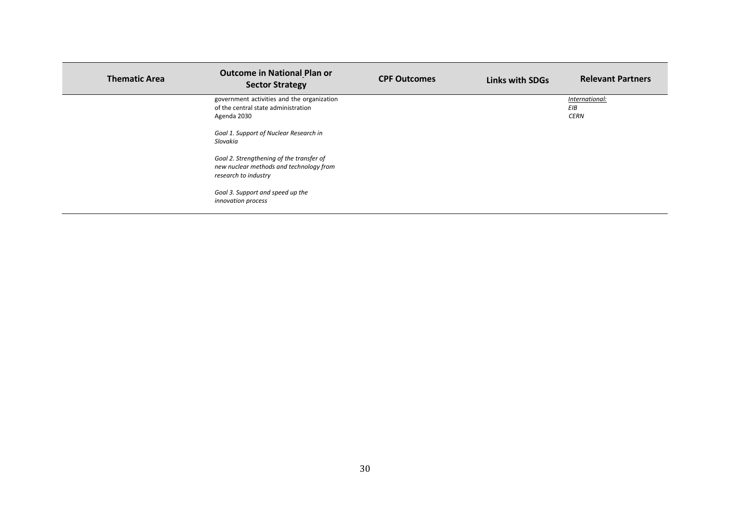| Thematic Area | Outcome in National Plan or Sector Strategy | CPF Outcomes | Links with SDGs | Relevant Partners |
|---|---|---|---|---|
| | government activities and the organization of the central state administration<br>Agenda 2030<br><br>*Goal 1. Support of Nuclear Research in Slovakia*<br><br>*Goal 2. Strengthening of the transfer of new nuclear methods and technology from research to industry*<br><br>*Goal 3. Support and speed up the innovation process* | | | *International:*<br>*EIB*<br>*CERN* |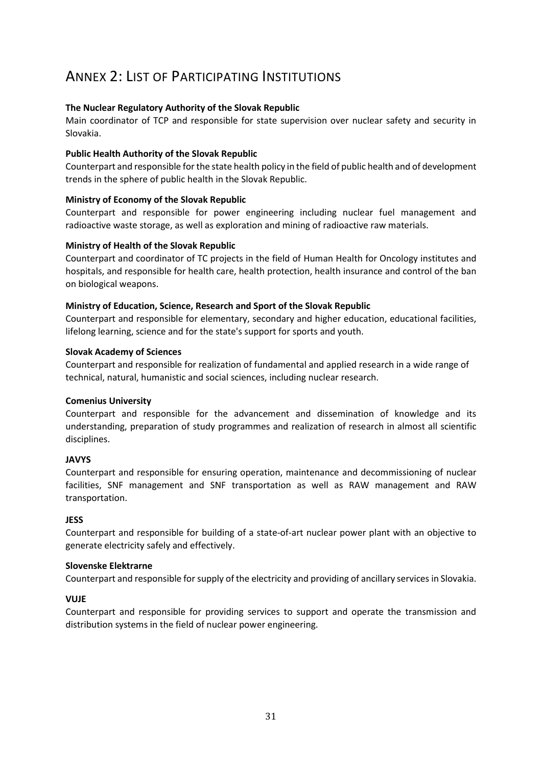# ANNEX 2: LIST OF PARTICIPATING INSTITUTIONS

**The Nuclear Regulatory Authority of the Slovak Republic**
Main coordinator of TCP and responsible for state supervision over nuclear safety and security in Slovakia.

**Public Health Authority of the Slovak Republic**
Counterpart and responsible for the state health policy in the field of public health and of development trends in the sphere of public health in the Slovak Republic.

**Ministry of Economy of the Slovak Republic**
Counterpart and responsible for power engineering including nuclear fuel management and radioactive waste storage, as well as exploration and mining of radioactive raw materials.

**Ministry of Health of the Slovak Republic**
Counterpart and coordinator of TC projects in the field of Human Health for Oncology institutes and hospitals, and responsible for health care, health protection, health insurance and control of the ban on biological weapons.

**Ministry of Education, Science, Research and Sport of the Slovak Republic**
Counterpart and responsible for elementary, secondary and higher education, educational facilities, lifelong learning, science and for the state's support for sports and youth.

**Slovak Academy of Sciences**
Counterpart and responsible for realization of fundamental and applied research in a wide range of technical, natural, humanistic and social sciences, including nuclear research.

**Comenius University**
Counterpart and responsible for the advancement and dissemination of knowledge and its understanding, preparation of study programmes and realization of research in almost all scientific disciplines.

**JAVYS**
Counterpart and responsible for ensuring operation, maintenance and decommissioning of nuclear facilities, SNF management and SNF transportation as well as RAW management and RAW transportation.

**JESS**
Counterpart and responsible for building of a state-of-art nuclear power plant with an objective to generate electricity safely and effectively.

**Slovenske Elektrarne**
Counterpart and responsible for supply of the electricity and providing of ancillary services in Slovakia.

**VUJE**
Counterpart and responsible for providing services to support and operate the transmission and distribution systems in the field of nuclear power engineering.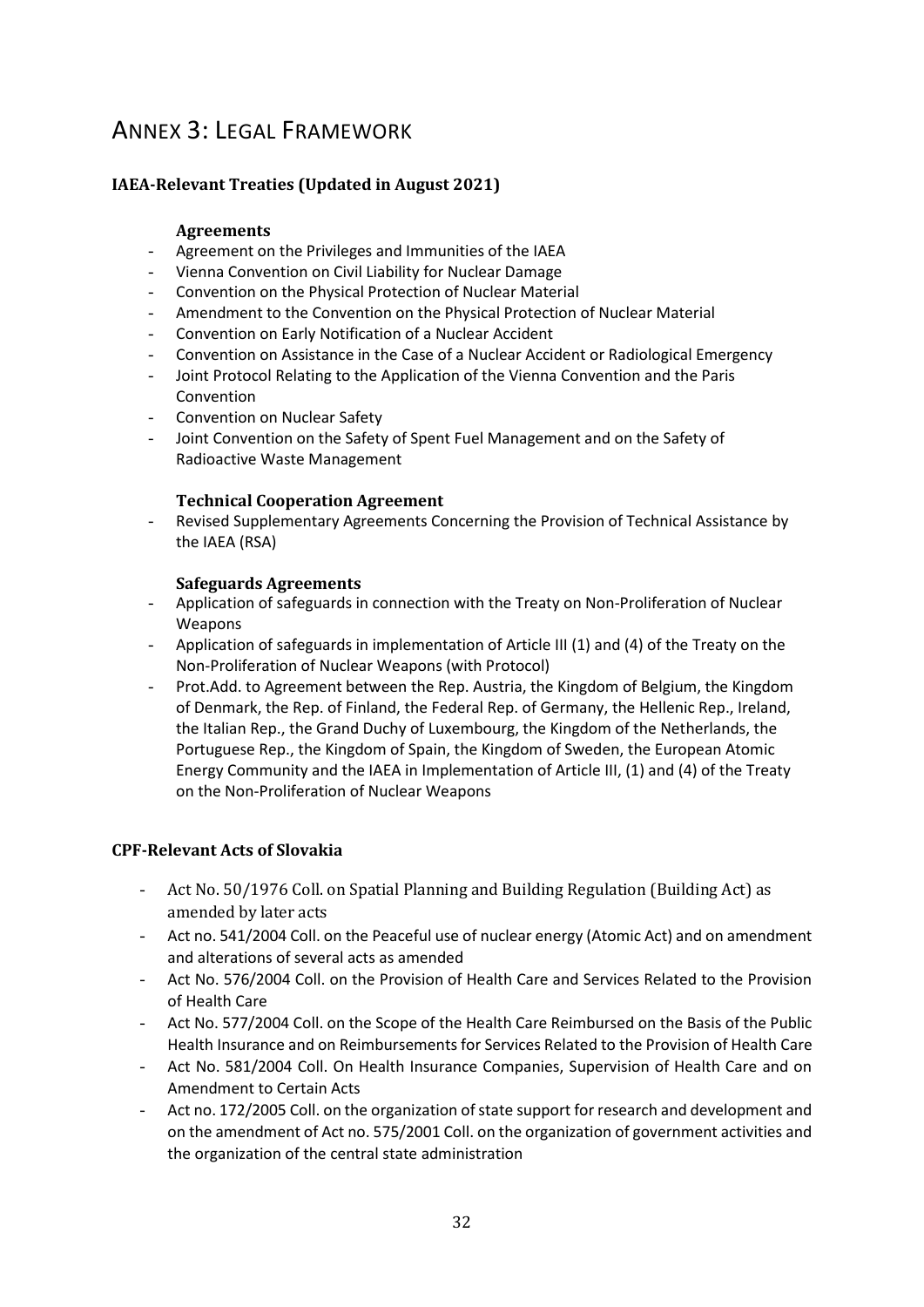# Annex 3: Legal Framework

### IAEA-Relevant Treaties (Updated in August 2021)

#### Agreements

- Agreement on the Privileges and Immunities of the IAEA
- Vienna Convention on Civil Liability for Nuclear Damage
- Convention on the Physical Protection of Nuclear Material
- Amendment to the Convention on the Physical Protection of Nuclear Material
- Convention on Early Notification of a Nuclear Accident
- Convention on Assistance in the Case of a Nuclear Accident or Radiological Emergency
- Joint Protocol Relating to the Application of the Vienna Convention and the Paris Convention
- Convention on Nuclear Safety
- Joint Convention on the Safety of Spent Fuel Management and on the Safety of Radioactive Waste Management

#### Technical Cooperation Agreement

- Revised Supplementary Agreements Concerning the Provision of Technical Assistance by the IAEA (RSA)

#### Safeguards Agreements

- Application of safeguards in connection with the Treaty on Non-Proliferation of Nuclear Weapons
- Application of safeguards in implementation of Article III (1) and (4) of the Treaty on the Non-Proliferation of Nuclear Weapons (with Protocol)
- Prot.Add. to Agreement between the Rep. Austria, the Kingdom of Belgium, the Kingdom of Denmark, the Rep. of Finland, the Federal Rep. of Germany, the Hellenic Rep., Ireland, the Italian Rep., the Grand Duchy of Luxembourg, the Kingdom of the Netherlands, the Portuguese Rep., the Kingdom of Spain, the Kingdom of Sweden, the European Atomic Energy Community and the IAEA in Implementation of Article III, (1) and (4) of the Treaty on the Non-Proliferation of Nuclear Weapons

### CPF-Relevant Acts of Slovakia

- Act No. 50/1976 Coll. on Spatial Planning and Building Regulation (Building Act) as amended by later acts
- Act no. 541/2004 Coll. on the Peaceful use of nuclear energy (Atomic Act) and on amendment and alterations of several acts as amended
- Act No. 576/2004 Coll. on the Provision of Health Care and Services Related to the Provision of Health Care
- Act No. 577/2004 Coll. on the Scope of the Health Care Reimbursed on the Basis of the Public Health Insurance and on Reimbursements for Services Related to the Provision of Health Care
- Act No. 581/2004 Coll. On Health Insurance Companies, Supervision of Health Care and on Amendment to Certain Acts
- Act no. 172/2005 Coll. on the organization of state support for research and development and on the amendment of Act no. 575/2001 Coll. on the organization of government activities and the organization of the central state administration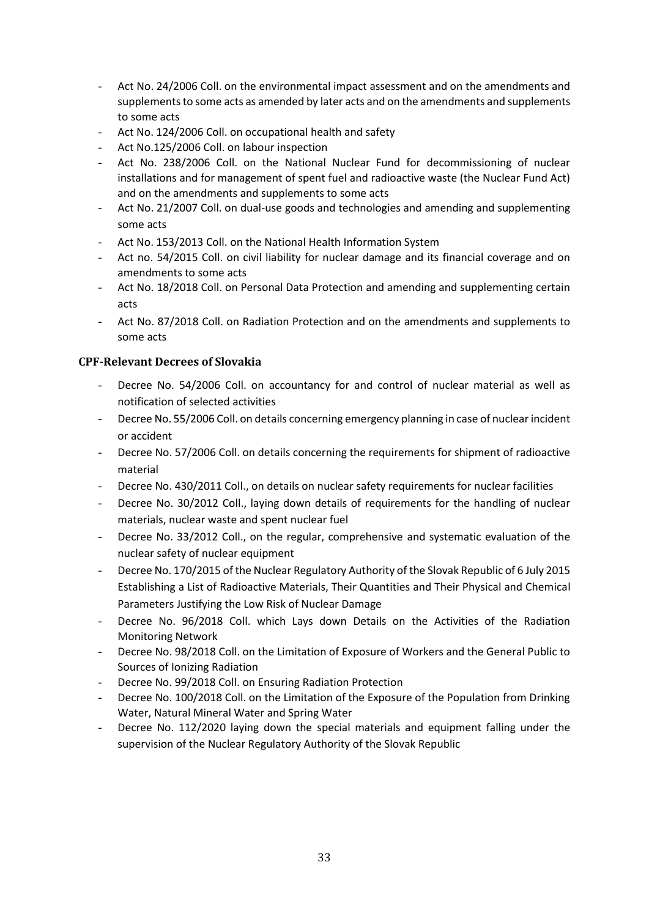- Act No. 24/2006 Coll. on the environmental impact assessment and on the amendments and supplements to some acts as amended by later acts and on the amendments and supplements to some acts
- Act No. 124/2006 Coll. on occupational health and safety
- Act No.125/2006 Coll. on labour inspection
- Act No. 238/2006 Coll. on the National Nuclear Fund for decommissioning of nuclear installations and for management of spent fuel and radioactive waste (the Nuclear Fund Act) and on the amendments and supplements to some acts
- Act No. 21/2007 Coll. on dual-use goods and technologies and amending and supplementing some acts
- Act No. 153/2013 Coll. on the National Health Information System
- Act no. 54/2015 Coll. on civil liability for nuclear damage and its financial coverage and on amendments to some acts
- Act No. 18/2018 Coll. on Personal Data Protection and amending and supplementing certain acts
- Act No. 87/2018 Coll. on Radiation Protection and on the amendments and supplements to some acts

### CPF-Relevant Decrees of Slovakia

- Decree No. 54/2006 Coll. on accountancy for and control of nuclear material as well as notification of selected activities
- Decree No. 55/2006 Coll. on details concerning emergency planning in case of nuclear incident or accident
- Decree No. 57/2006 Coll. on details concerning the requirements for shipment of radioactive material
- Decree No. 430/2011 Coll., on details on nuclear safety requirements for nuclear facilities
- Decree No. 30/2012 Coll., laying down details of requirements for the handling of nuclear materials, nuclear waste and spent nuclear fuel
- Decree No. 33/2012 Coll., on the regular, comprehensive and systematic evaluation of the nuclear safety of nuclear equipment
- Decree No. 170/2015 of the Nuclear Regulatory Authority of the Slovak Republic of 6 July 2015 Establishing a List of Radioactive Materials, Their Quantities and Their Physical and Chemical Parameters Justifying the Low Risk of Nuclear Damage
- Decree No. 96/2018 Coll. which Lays down Details on the Activities of the Radiation Monitoring Network
- Decree No. 98/2018 Coll. on the Limitation of Exposure of Workers and the General Public to Sources of Ionizing Radiation
- Decree No. 99/2018 Coll. on Ensuring Radiation Protection
- Decree No. 100/2018 Coll. on the Limitation of the Exposure of the Population from Drinking Water, Natural Mineral Water and Spring Water
- Decree No. 112/2020 laying down the special materials and equipment falling under the supervision of the Nuclear Regulatory Authority of the Slovak Republic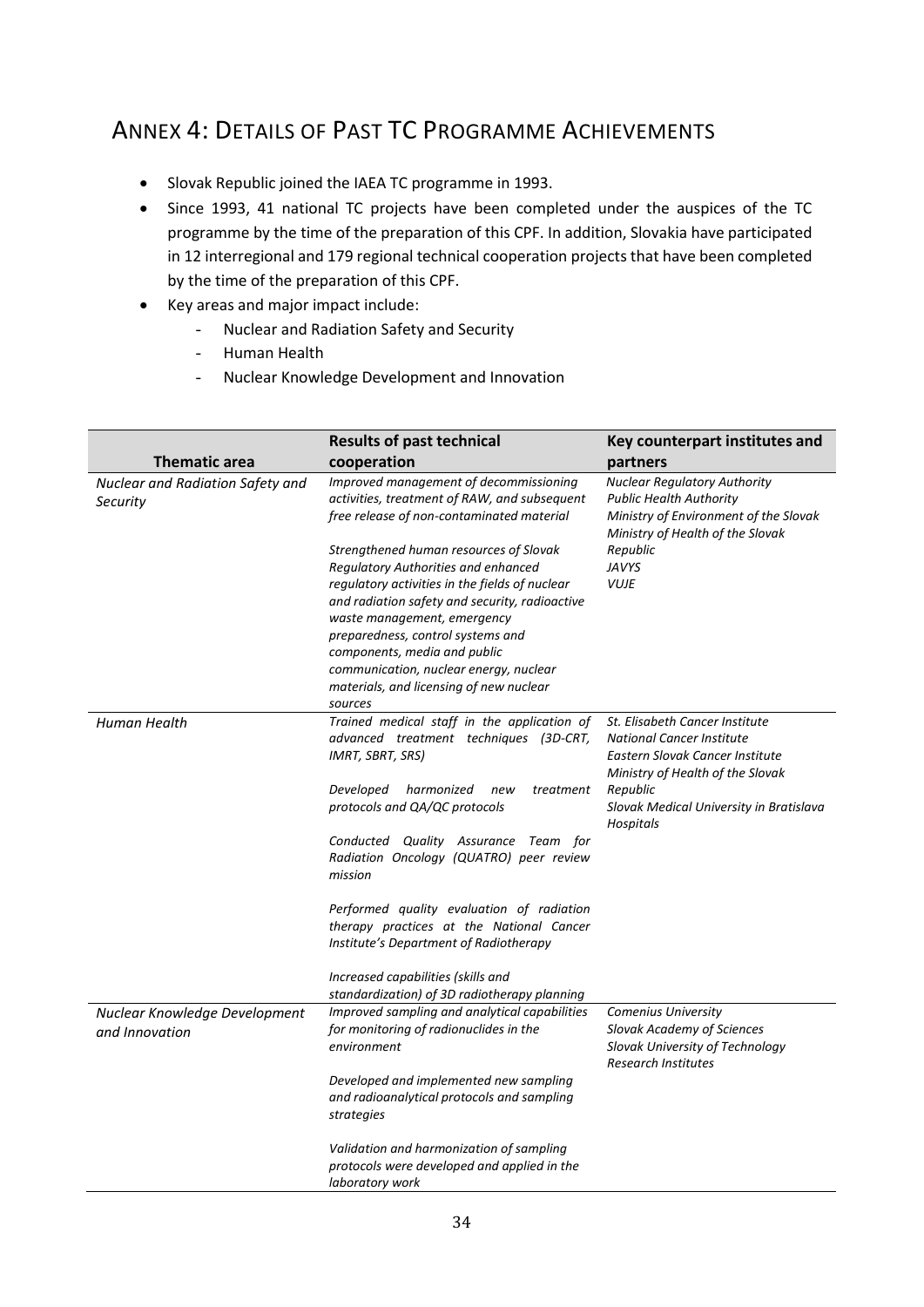# ANNEX 4: DETAILS OF PAST TC PROGRAMME ACHIEVEMENTS

- Slovak Republic joined the IAEA TC programme in 1993.
- Since 1993, 41 national TC projects have been completed under the auspices of the TC programme by the time of the preparation of this CPF. In addition, Slovakia have participated in 12 interregional and 179 regional technical cooperation projects that have been completed by the time of the preparation of this CPF.
- Key areas and major impact include:
    - Nuclear and Radiation Safety and Security
    - Human Health
    - Nuclear Knowledge Development and Innovation

| Thematic area | Results of past technical cooperation | Key counterpart institutes and partners |
|---|---|---|
| *Nuclear and Radiation Safety and Security* | *Improved management of decommissioning activities, treatment of RAW, and subsequent free release of non-contaminated material*<br><br>*Strengthened human resources of Slovak Regulatory Authorities and enhanced regulatory activities in the fields of nuclear and radiation safety and security, radioactive waste management, emergency preparedness, control systems and components, media and public communication, nuclear energy, nuclear materials, and licensing of new nuclear sources* | *Nuclear Regulatory Authority*<br>*Public Health Authority*<br>*Ministry of Environment of the Slovak Ministry of Health of the Slovak Republic*<br>*JAVYS*<br>*VUJE* |
| *Human Health* | *Trained medical staff in the application of advanced treatment techniques (3D-CRT, IMRT, SBRT, SRS)*<br><br>*Developed harmonized new treatment protocols and QA/QC protocols*<br><br>*Conducted Quality Assurance Team for Radiation Oncology (QUATRO) peer review mission*<br><br>*Performed quality evaluation of radiation therapy practices at the National Cancer Institute's Department of Radiotherapy*<br><br>*Increased capabilities (skills and standardization) of 3D radiotherapy planning* | *St. Elisabeth Cancer Institute*<br>*National Cancer Institute*<br>*Eastern Slovak Cancer Institute*<br>*Ministry of Health of the Slovak Republic*<br>*Slovak Medical University in Bratislava*<br>*Hospitals* |
| *Nuclear Knowledge Development and Innovation* | *Improved sampling and analytical capabilities for monitoring of radionuclides in the environment*<br><br>*Developed and implemented new sampling and radioanalytical protocols and sampling strategies*<br><br>*Validation and harmonization of sampling protocols were developed and applied in the laboratory work* | *Comenius University*<br>*Slovak Academy of Sciences*<br>*Slovak University of Technology*<br>*Research Institutes* |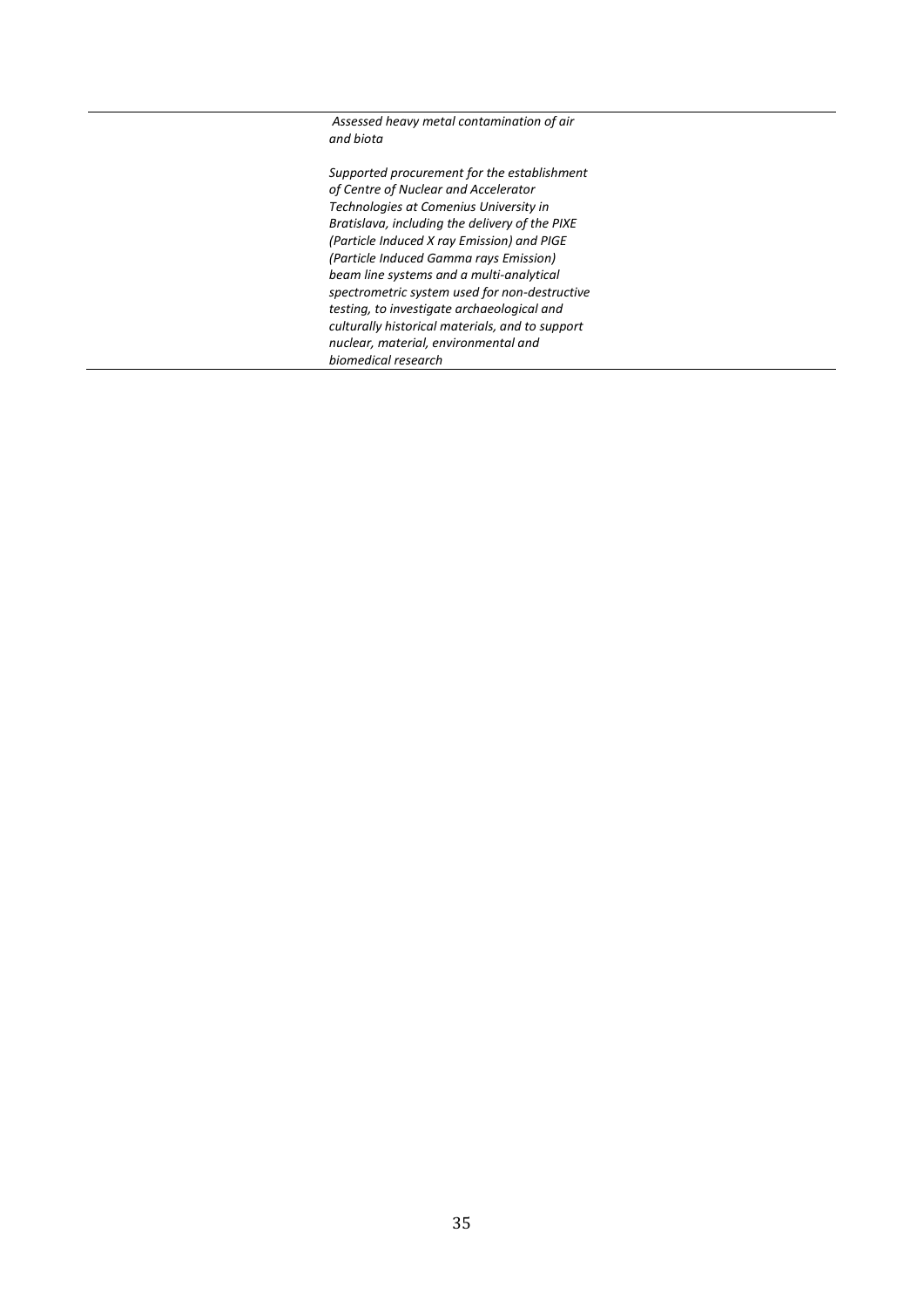| | | |
|---|---|---|
| | *Assessed heavy metal contamination of air and biota*<br><br>*Supported procurement for the establishment of Centre of Nuclear and Accelerator Technologies at Comenius University in Bratislava, including the delivery of the PIXE (Particle Induced X ray Emission) and PIGE (Particle Induced Gamma rays Emission) beam line systems and a multi-analytical spectrometric system used for non-destructive testing, to investigate archaeological and culturally historical materials, and to support nuclear, material, environmental and biomedical research* | |